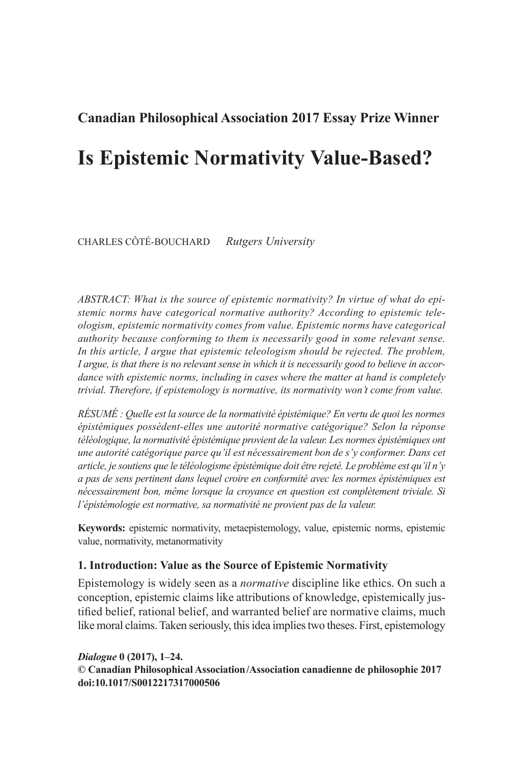**Canadian Philosophical Association 2017 Essay Prize Winner**

# Is Epistemic Normativity Value-Based?

CHARLES CÔTÉ-BOUCHARD *Rutgers University*

*ABSTRACT: What is the source of epistemic normativity? In virtue of what do epistemic norms have categorical normative authority? According to epistemic teleologism, epistemic normativity comes from value. Epistemic norms have categorical authority because conforming to them is necessarily good in some relevant sense. In this article, I argue that epistemic teleologism should be rejected. The problem, I argue, is that there is no relevant sense in which it is necessarily good to believe in accordance with epistemic norms, including in cases where the matter at hand is completely trivial. Therefore, if epistemology is normative, its normativity won't come from value.*

*RÉSUMÉ : Quelle est la source de la normativité épistémique? En vertu de quoi les normes épistémiques possèdent-elles une autorité normative catégorique? Selon la réponse téléologique, la normativité épistémique provient de la valeur. Les normes épistémiques ont une autorité catégorique parce qu'il est nécessairement bon de s'y conformer. Dans cet article, je soutiens que le téléologisme épistémique doit être rejeté. Le problème est qu'il n'y a pas de sens pertinent dans lequel croire en conformité avec les normes épistémiques est nécessairement bon, même lorsque la croyance en question est complètement triviale. Si l'épistémologie est normative, sa normativité ne provient pas de la valeur.*

**Keywords:** epistemic normativity, metaepistemology, value, epistemic norms, epistemic value, normativity, metanormativity

## 1. Introduction: Value as the Source of Epistemic Normativity

Epistemology is widely seen as a *normative* discipline like ethics. On such a conception, epistemic claims like attributions of knowledge, epistemically justified belief, rational belief, and warranted belief are normative claims, much like moral claims. Taken seriously, this idea implies two theses. First, epistemology

***Dialogue* 0 (2017), 1–24.**
**© Canadian Philosophical Association/Association canadienne de philosophie 2017**
**doi:10.1017/S0012217317000506**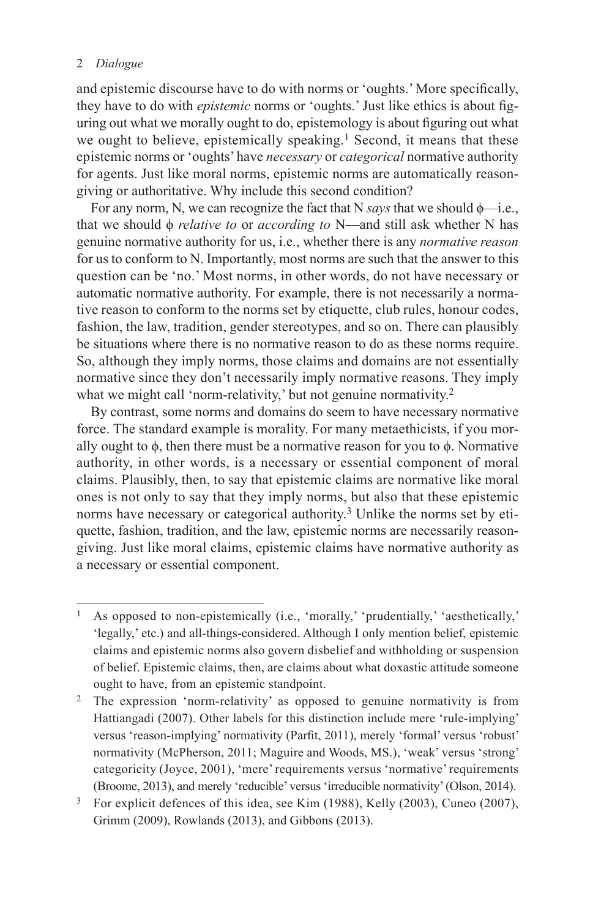and epistemic discourse have to do with norms or 'oughts.' More specifically, they have to do with *epistemic* norms or 'oughts.' Just like ethics is about figuring out what we morally ought to do, epistemology is about figuring out what we ought to believe, epistemically speaking.[1] Second, it means that these epistemic norms or 'oughts' have *necessary* or *categorical* normative authority for agents. Just like moral norms, epistemic norms are automatically reason-giving or authoritative. Why include this second condition?

For any norm, N, we can recognize the fact that N *says* that we should $\phi$—i.e., that we should $\phi$ *relative to* or *according to* N—and still ask whether N has genuine normative authority for us, i.e., whether there is any *normative reason* for us to conform to N. Importantly, most norms are such that the answer to this question can be 'no.' Most norms, in other words, do not have necessary or automatic normative authority. For example, there is not necessarily a normative reason to conform to the norms set by etiquette, club rules, honour codes, fashion, the law, tradition, gender stereotypes, and so on. There can plausibly be situations where there is no normative reason to do as these norms require. So, although they imply norms, those claims and domains are not essentially normative since they don't necessarily imply normative reasons. They imply what we might call 'norm-relativity,' but not genuine normativity.[2]

By contrast, some norms and domains do seem to have necessary normative force. The standard example is morality. For many metaethicists, if you morally ought to $\phi$, then there must be a normative reason for you to $\phi$. Normative authority, in other words, is a necessary or essential component of moral claims. Plausibly, then, to say that epistemic claims are normative like moral ones is not only to say that they imply norms, but also that these epistemic norms have necessary or categorical authority.[3] Unlike the norms set by etiquette, fashion, tradition, and the law, epistemic norms are necessarily reason-giving. Just like moral claims, epistemic claims have normative authority as a necessary or essential component.

---

[1] As opposed to non-epistemically (i.e., 'morally,' 'prudentially,' 'aesthetically,' 'legally,' etc.) and all-things-considered. Although I only mention belief, epistemic claims and epistemic norms also govern disbelief and withholding or suspension of belief. Epistemic claims, then, are claims about what doxastic attitude someone ought to have, from an epistemic standpoint.

[2] The expression 'norm-relativity' as opposed to genuine normativity is from Hattiangadi (2007). Other labels for this distinction include mere 'rule-implying' versus 'reason-implying' normativity (Parfit, 2011), merely 'formal' versus 'robust' normativity (McPherson, 2011; Maguire and Woods, MS.), 'weak' versus 'strong' categoricity (Joyce, 2001), 'mere' requirements versus 'normative' requirements (Broome, 2013), and merely 'reducible' versus 'irreducible normativity' (Olson, 2014).

[3] For explicit defences of this idea, see Kim (1988), Kelly (2003), Cuneo (2007), Grimm (2009), Rowlands (2013), and Gibbons (2013).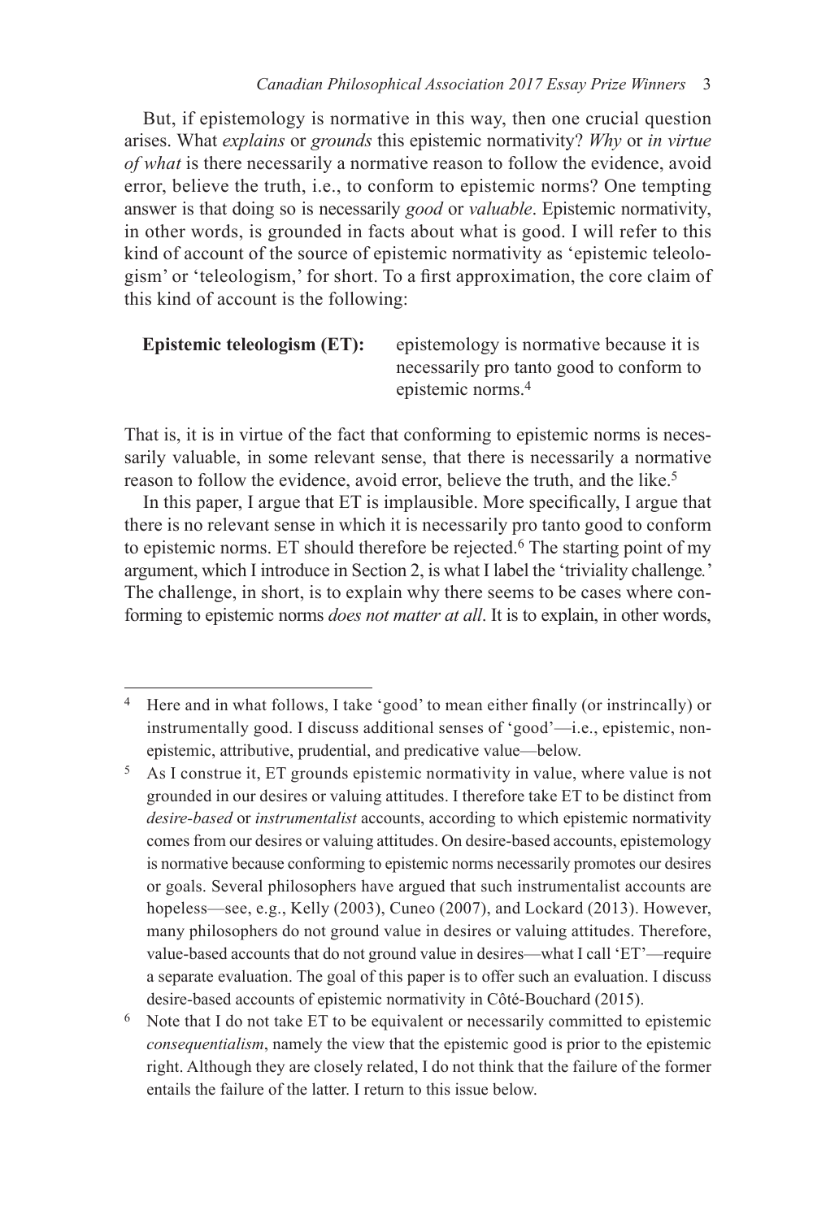But, if epistemology is normative in this way, then one crucial question arises. What *explains* or *grounds* this epistemic normativity? *Why* or *in virtue of what* is there necessarily a normative reason to follow the evidence, avoid error, believe the truth, i.e., to conform to epistemic norms? One tempting answer is that doing so is necessarily *good* or *valuable*. Epistemic normativity, in other words, is grounded in facts about what is good. I will refer to this kind of account of the source of epistemic normativity as 'epistemic teleologism' or 'teleologism,' for short. To a first approximation, the core claim of this kind of account is the following:

**Epistemic teleologism (ET):** epistemology is normative because it is necessarily pro tanto good to conform to epistemic norms.[4]

That is, it is in virtue of the fact that conforming to epistemic norms is necessarily valuable, in some relevant sense, that there is necessarily a normative reason to follow the evidence, avoid error, believe the truth, and the like.[5]

In this paper, I argue that ET is implausible. More specifically, I argue that there is no relevant sense in which it is necessarily pro tanto good to conform to epistemic norms. ET should therefore be rejected.[6] The starting point of my argument, which I introduce in Section 2, is what I label the 'triviality challenge.' The challenge, in short, is to explain why there seems to be cases where conforming to epistemic norms *does not matter at all*. It is to explain, in other words,

---

[4] Here and in what follows, I take 'good' to mean either finally (or instrincally) or instrumentally good. I discuss additional senses of 'good'—i.e., epistemic, non-epistemic, attributive, prudential, and predicative value—below.

[5] As I construe it, ET grounds epistemic normativity in value, where value is not grounded in our desires or valuing attitudes. I therefore take ET to be distinct from *desire-based* or *instrumentalist* accounts, according to which epistemic normativity comes from our desires or valuing attitudes. On desire-based accounts, epistemology is normative because conforming to epistemic norms necessarily promotes our desires or goals. Several philosophers have argued that such instrumentalist accounts are hopeless—see, e.g., Kelly (2003), Cuneo (2007), and Lockard (2013). However, many philosophers do not ground value in desires or valuing attitudes. Therefore, value-based accounts that do not ground value in desires—what I call 'ET'—require a separate evaluation. The goal of this paper is to offer such an evaluation. I discuss desire-based accounts of epistemic normativity in Côté-Bouchard (2015).

[6] Note that I do not take ET to be equivalent or necessarily committed to epistemic *consequentialism*, namely the view that the epistemic good is prior to the epistemic right. Although they are closely related, I do not think that the failure of the former entails the failure of the latter. I return to this issue below.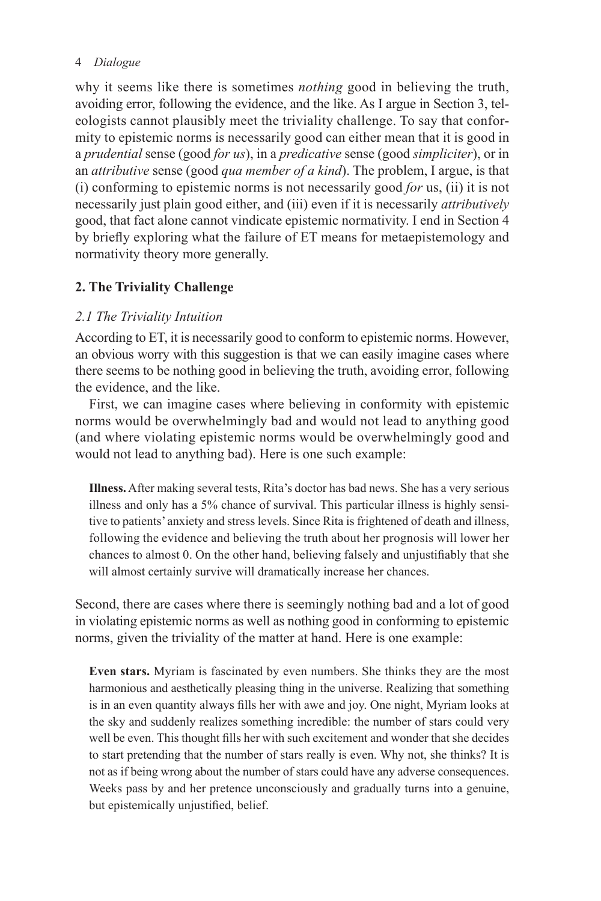why it seems like there is sometimes *nothing* good in believing the truth, avoiding error, following the evidence, and the like. As I argue in Section 3, teleologists cannot plausibly meet the triviality challenge. To say that conformity to epistemic norms is necessarily good can either mean that it is good in a *prudential* sense (good *for us*), in a *predicative* sense (good *simpliciter*), or in an *attributive* sense (good *qua member of a kind*). The problem, I argue, is that (i) conforming to epistemic norms is not necessarily good *for* us, (ii) it is not necessarily just plain good either, and (iii) even if it is necessarily *attributively* good, that fact alone cannot vindicate epistemic normativity. I end in Section 4 by briefly exploring what the failure of ET means for metaepistemology and normativity theory more generally.

## 2. The Triviality Challenge

### *2.1 The Triviality Intuition*

According to ET, it is necessarily good to conform to epistemic norms. However, an obvious worry with this suggestion is that we can easily imagine cases where there seems to be nothing good in believing the truth, avoiding error, following the evidence, and the like.

First, we can imagine cases where believing in conformity with epistemic norms would be overwhelmingly bad and would not lead to anything good (and where violating epistemic norms would be overwhelmingly good and would not lead to anything bad). Here is one such example:

> **Illness.** After making several tests, Rita's doctor has bad news. She has a very serious illness and only has a 5% chance of survival. This particular illness is highly sensitive to patients' anxiety and stress levels. Since Rita is frightened of death and illness, following the evidence and believing the truth about her prognosis will lower her chances to almost 0. On the other hand, believing falsely and unjustifiably that she will almost certainly survive will dramatically increase her chances.

Second, there are cases where there is seemingly nothing bad and a lot of good in violating epistemic norms as well as nothing good in conforming to epistemic norms, given the triviality of the matter at hand. Here is one example:

> **Even stars.** Myriam is fascinated by even numbers. She thinks they are the most harmonious and aesthetically pleasing thing in the universe. Realizing that something is in an even quantity always fills her with awe and joy. One night, Myriam looks at the sky and suddenly realizes something incredible: the number of stars could very well be even. This thought fills her with such excitement and wonder that she decides to start pretending that the number of stars really is even. Why not, she thinks? It is not as if being wrong about the number of stars could have any adverse consequences. Weeks pass by and her pretence unconsciously and gradually turns into a genuine, but epistemically unjustified, belief.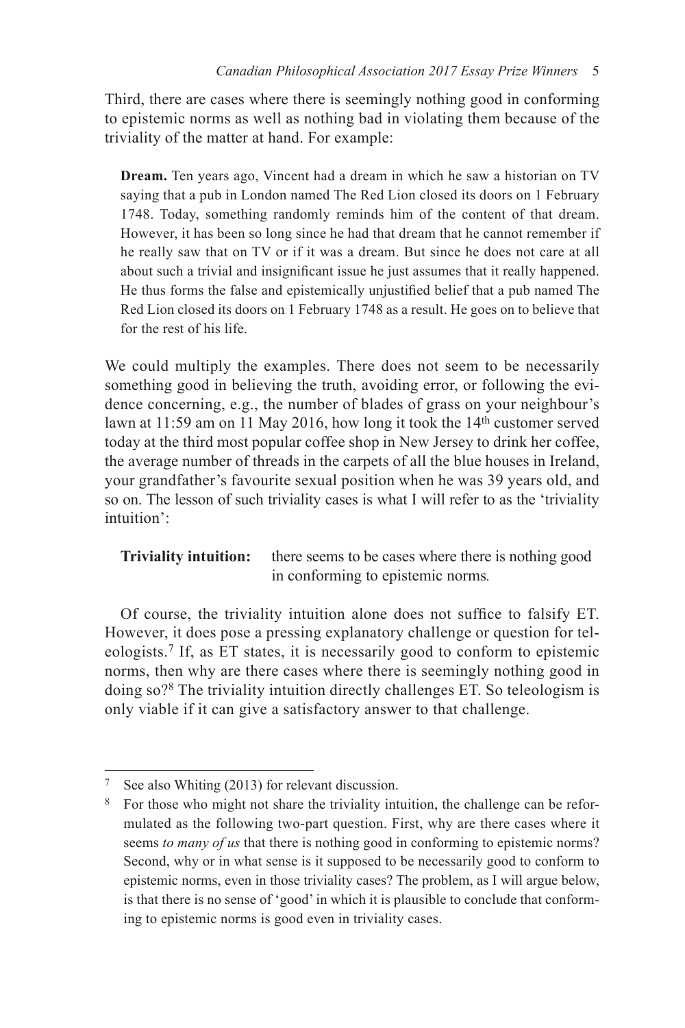Third, there are cases where there is seemingly nothing good in conforming to epistemic norms as well as nothing bad in violating them because of the triviality of the matter at hand. For example:

> **Dream.** Ten years ago, Vincent had a dream in which he saw a historian on TV saying that a pub in London named The Red Lion closed its doors on 1 February 1748. Today, something randomly reminds him of the content of that dream. However, it has been so long since he had that dream that he cannot remember if he really saw that on TV or if it was a dream. But since he does not care at all about such a trivial and insignificant issue he just assumes that it really happened. He thus forms the false and epistemically unjustified belief that a pub named The Red Lion closed its doors on 1 February 1748 as a result. He goes on to believe that for the rest of his life.

We could multiply the examples. There does not seem to be necessarily something good in believing the truth, avoiding error, or following the evidence concerning, e.g., the number of blades of grass on your neighbour's lawn at 11:59 am on 11 May 2016, how long it took the 14th customer served today at the third most popular coffee shop in New Jersey to drink her coffee, the average number of threads in the carpets of all the blue houses in Ireland, your grandfather's favourite sexual position when he was 39 years old, and so on. The lesson of such triviality cases is what I will refer to as the 'triviality intuition':

> **Triviality intuition:** there seems to be cases where there is nothing good in conforming to epistemic norms.

Of course, the triviality intuition alone does not suffice to falsify ET. However, it does pose a pressing explanatory challenge or question for teleologists.[7] If, as ET states, it is necessarily good to conform to epistemic norms, then why are there cases where there is seemingly nothing good in doing so?[8] The triviality intuition directly challenges ET. So teleologism is only viable if it can give a satisfactory answer to that challenge.

---

[7] See also Whiting (2013) for relevant discussion.

[8] For those who might not share the triviality intuition, the challenge can be reformulated as the following two-part question. First, why are there cases where it seems *to many of us* that there is nothing good in conforming to epistemic norms? Second, why or in what sense is it supposed to be necessarily good to conform to epistemic norms, even in those triviality cases? The problem, as I will argue below, is that there is no sense of 'good' in which it is plausible to conclude that conforming to epistemic norms is good even in triviality cases.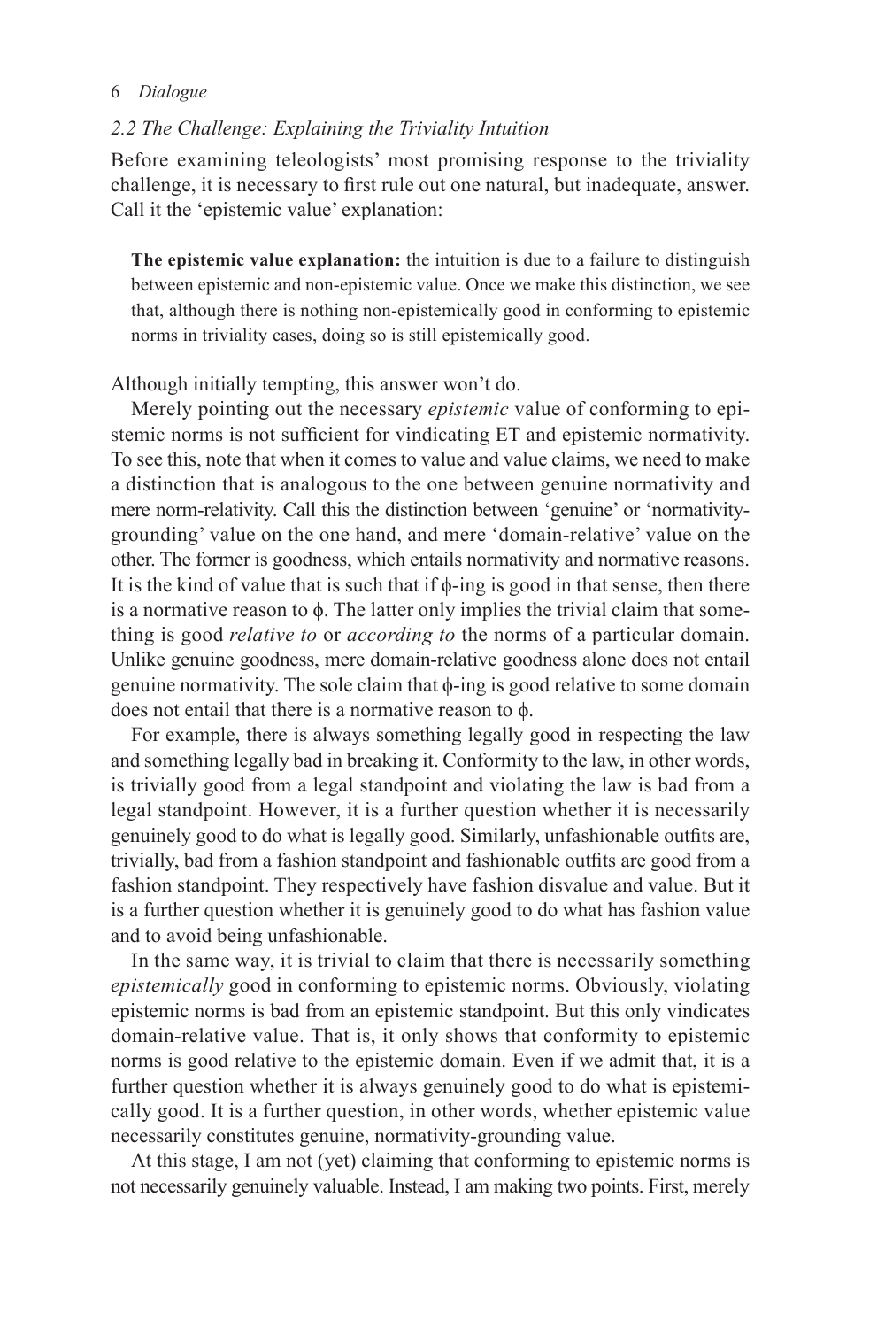### *2.2 The Challenge: Explaining the Triviality Intuition*

Before examining teleologists' most promising response to the triviality challenge, it is necessary to first rule out one natural, but inadequate, answer. Call it the 'epistemic value' explanation:

> **The epistemic value explanation:** the intuition is due to a failure to distinguish between epistemic and non-epistemic value. Once we make this distinction, we see that, although there is nothing non-epistemically good in conforming to epistemic norms in triviality cases, doing so is still epistemically good.

Although initially tempting, this answer won't do.

Merely pointing out the necessary *epistemic* value of conforming to epistemic norms is not sufficient for vindicating ET and epistemic normativity. To see this, note that when it comes to value and value claims, we need to make a distinction that is analogous to the one between genuine normativity and mere norm-relativity. Call this the distinction between 'genuine' or 'normativity-grounding' value on the one hand, and mere 'domain-relative' value on the other. The former is goodness, which entails normativity and normative reasons. It is the kind of value that is such that if $\phi$-ing is good in that sense, then there is a normative reason to $\phi$. The latter only implies the trivial claim that something is good *relative to* or *according to* the norms of a particular domain. Unlike genuine goodness, mere domain-relative goodness alone does not entail genuine normativity. The sole claim that $\phi$-ing is good relative to some domain does not entail that there is a normative reason to $\phi$.

For example, there is always something legally good in respecting the law and something legally bad in breaking it. Conformity to the law, in other words, is trivially good from a legal standpoint and violating the law is bad from a legal standpoint. However, it is a further question whether it is necessarily genuinely good to do what is legally good. Similarly, unfashionable outfits are, trivially, bad from a fashion standpoint and fashionable outfits are good from a fashion standpoint. They respectively have fashion disvalue and value. But it is a further question whether it is genuinely good to do what has fashion value and to avoid being unfashionable.

In the same way, it is trivial to claim that there is necessarily something *epistemically* good in conforming to epistemic norms. Obviously, violating epistemic norms is bad from an epistemic standpoint. But this only vindicates domain-relative value. That is, it only shows that conformity to epistemic norms is good relative to the epistemic domain. Even if we admit that, it is a further question whether it is always genuinely good to do what is epistemically good. It is a further question, in other words, whether epistemic value necessarily constitutes genuine, normativity-grounding value.

At this stage, I am not (yet) claiming that conforming to epistemic norms is not necessarily genuinely valuable. Instead, I am making two points. First, merely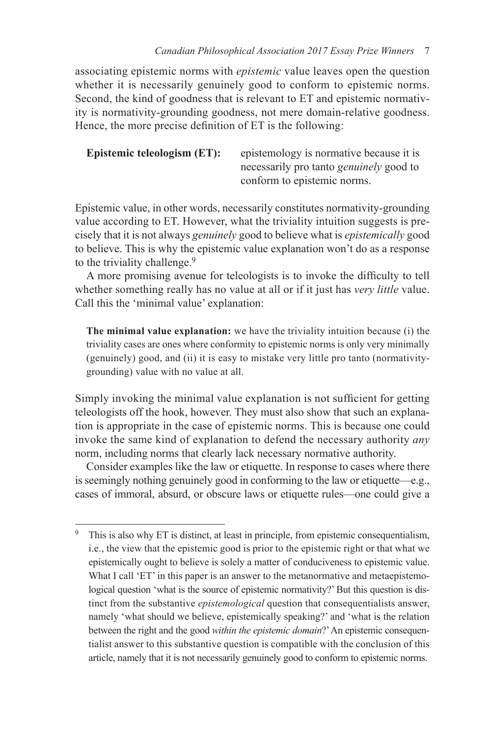associating epistemic norms with *epistemic* value leaves open the question whether it is necessarily genuinely good to conform to epistemic norms. Second, the kind of goodness that is relevant to ET and epistemic normativity is normativity-grounding goodness, not mere domain-relative goodness. Hence, the more precise definition of ET is the following:

**Epistemic teleologism (ET):** epistemology is normative because it is necessarily pro tanto *genuinely* good to conform to epistemic norms.

Epistemic value, in other words, necessarily constitutes normativity-grounding value according to ET. However, what the triviality intuition suggests is precisely that it is not always *genuinely* good to believe what is *epistemically* good to believe. This is why the epistemic value explanation won't do as a response to the triviality challenge.[9]

A more promising avenue for teleologists is to invoke the difficulty to tell whether something really has no value at all or if it just has *very little* value. Call this the 'minimal value' explanation:

> **The minimal value explanation:** we have the triviality intuition because (i) the triviality cases are ones where conformity to epistemic norms is only very minimally (genuinely) good, and (ii) it is easy to mistake very little pro tanto (normativity-grounding) value with no value at all.

Simply invoking the minimal value explanation is not sufficient for getting teleologists off the hook, however. They must also show that such an explanation is appropriate in the case of epistemic norms. This is because one could invoke the same kind of explanation to defend the necessary authority *any* norm, including norms that clearly lack necessary normative authority.

Consider examples like the law or etiquette. In response to cases where there is seemingly nothing genuinely good in conforming to the law or etiquette—e.g., cases of immoral, absurd, or obscure laws or etiquette rules—one could give a

[9] This is also why ET is distinct, at least in principle, from epistemic consequentialism, i.e., the view that the epistemic good is prior to the epistemic right or that what we epistemically ought to believe is solely a matter of conduciveness to epistemic value. What I call 'ET' in this paper is an answer to the metanormative and metaepistemological question 'what is the source of epistemic normativity?' But this question is distinct from the substantive *epistemological* question that consequentialists answer, namely 'what should we believe, epistemically speaking?' and 'what is the relation between the right and the good *within the epistemic domain*?' An epistemic consequentialist answer to this substantive question is compatible with the conclusion of this article, namely that it is not necessarily genuinely good to conform to epistemic norms.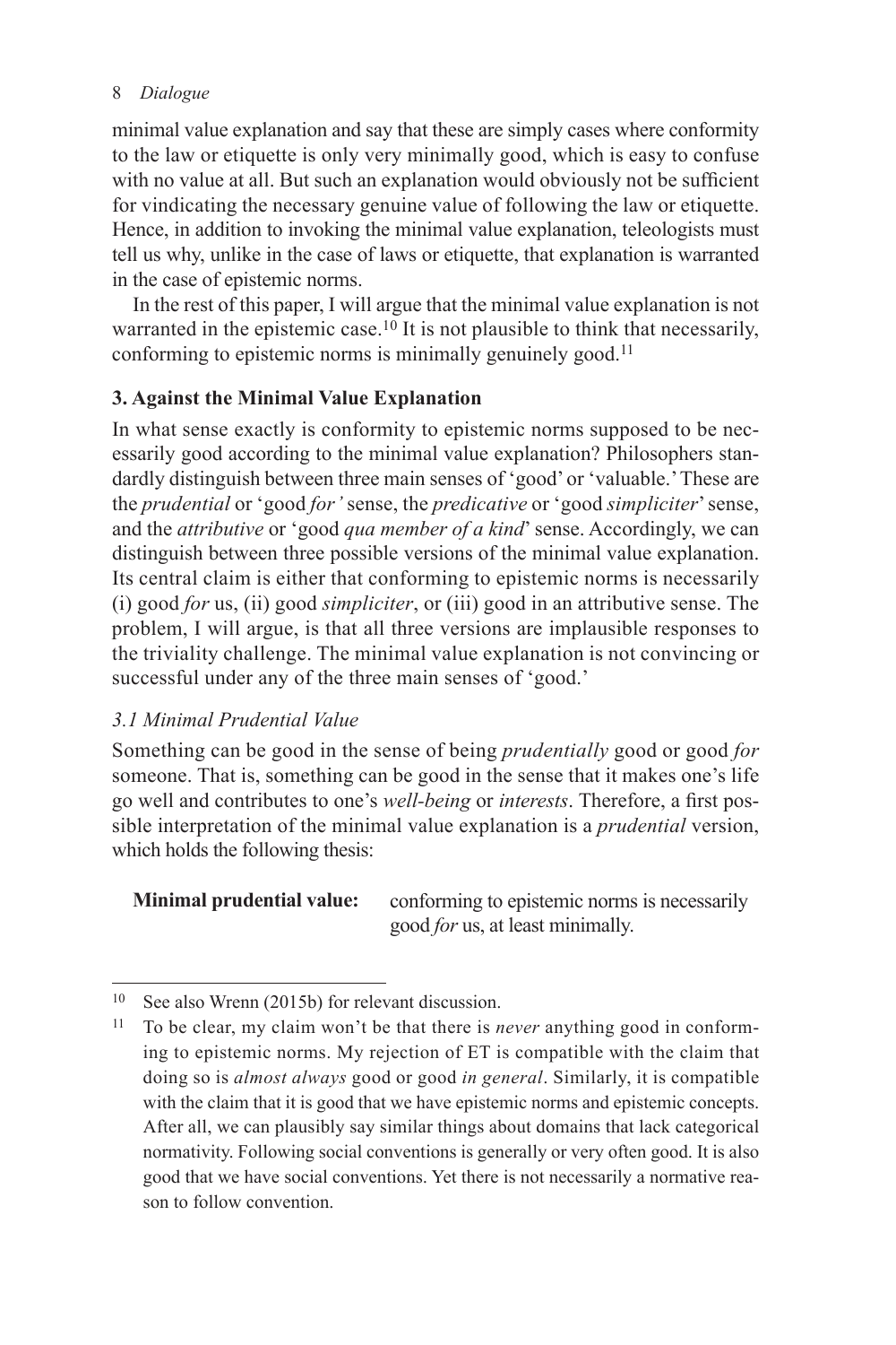minimal value explanation and say that these are simply cases where conformity to the law or etiquette is only very minimally good, which is easy to confuse with no value at all. But such an explanation would obviously not be sufficient for vindicating the necessary genuine value of following the law or etiquette. Hence, in addition to invoking the minimal value explanation, teleologists must tell us why, unlike in the case of laws or etiquette, that explanation is warranted in the case of epistemic norms.

In the rest of this paper, I will argue that the minimal value explanation is not warranted in the epistemic case.[10] It is not plausible to think that necessarily, conforming to epistemic norms is minimally genuinely good.[11]

## 3. Against the Minimal Value Explanation

In what sense exactly is conformity to epistemic norms supposed to be necessarily good according to the minimal value explanation? Philosophers standardly distinguish between three main senses of 'good' or 'valuable.' These are the *prudential* or 'good *for'* sense, the *predicative* or 'good *simpliciter*' sense, and the *attributive* or 'good *qua member of a kind*' sense. Accordingly, we can distinguish between three possible versions of the minimal value explanation. Its central claim is either that conforming to epistemic norms is necessarily (i) good *for* us, (ii) good *simpliciter*, or (iii) good in an attributive sense. The problem, I will argue, is that all three versions are implausible responses to the triviality challenge. The minimal value explanation is not convincing or successful under any of the three main senses of 'good.'

### *3.1 Minimal Prudential Value*

Something can be good in the sense of being *prudentially* good or good *for* someone. That is, something can be good in the sense that it makes one's life go well and contributes to one's *well-being* or *interests*. Therefore, a first possible interpretation of the minimal value explanation is a *prudential* version, which holds the following thesis:

**Minimal prudential value:** conforming to epistemic norms is necessarily good *for* us, at least minimally.

---

[10] See also Wrenn (2015b) for relevant discussion.

[11] To be clear, my claim won't be that there is *never* anything good in conforming to epistemic norms. My rejection of ET is compatible with the claim that doing so is *almost always* good or good *in general*. Similarly, it is compatible with the claim that it is good that we have epistemic norms and epistemic concepts. After all, we can plausibly say similar things about domains that lack categorical normativity. Following social conventions is generally or very often good. It is also good that we have social conventions. Yet there is not necessarily a normative reason to follow convention.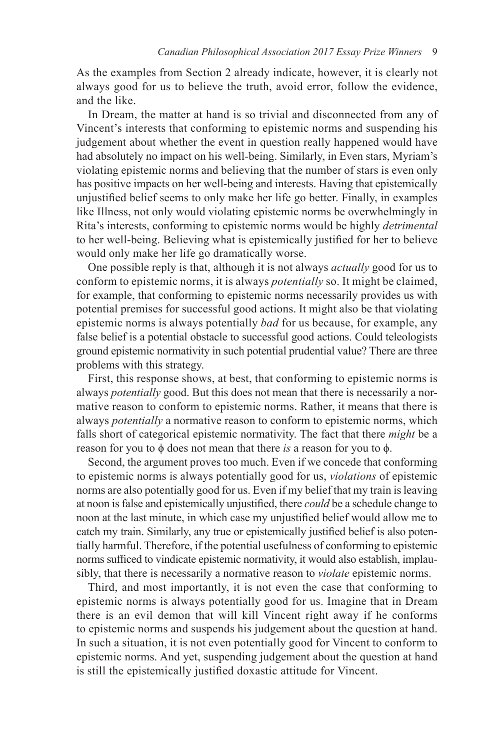As the examples from Section 2 already indicate, however, it is clearly not always good for us to believe the truth, avoid error, follow the evidence, and the like.

In Dream, the matter at hand is so trivial and disconnected from any of Vincent's interests that conforming to epistemic norms and suspending his judgement about whether the event in question really happened would have had absolutely no impact on his well-being. Similarly, in Even stars, Myriam's violating epistemic norms and believing that the number of stars is even only has positive impacts on her well-being and interests. Having that epistemically unjustified belief seems to only make her life go better. Finally, in examples like Illness, not only would violating epistemic norms be overwhelmingly in Rita's interests, conforming to epistemic norms would be highly *detrimental* to her well-being. Believing what is epistemically justified for her to believe would only make her life go dramatically worse.

One possible reply is that, although it is not always *actually* good for us to conform to epistemic norms, it is always *potentially* so. It might be claimed, for example, that conforming to epistemic norms necessarily provides us with potential premises for successful good actions. It might also be that violating epistemic norms is always potentially *bad* for us because, for example, any false belief is a potential obstacle to successful good actions. Could teleologists ground epistemic normativity in such potential prudential value? There are three problems with this strategy.

First, this response shows, at best, that conforming to epistemic norms is always *potentially* good. But this does not mean that there is necessarily a normative reason to conform to epistemic norms. Rather, it means that there is always *potentially* a normative reason to conform to epistemic norms, which falls short of categorical epistemic normativity. The fact that there *might* be a reason for you to $\phi$ does not mean that there *is* a reason for you to $\phi$.

Second, the argument proves too much. Even if we concede that conforming to epistemic norms is always potentially good for us, *violations* of epistemic norms are also potentially good for us. Even if my belief that my train is leaving at noon is false and epistemically unjustified, there *could* be a schedule change to noon at the last minute, in which case my unjustified belief would allow me to catch my train. Similarly, any true or epistemically justified belief is also potentially harmful. Therefore, if the potential usefulness of conforming to epistemic norms sufficed to vindicate epistemic normativity, it would also establish, implausibly, that there is necessarily a normative reason to *violate* epistemic norms.

Third, and most importantly, it is not even the case that conforming to epistemic norms is always potentially good for us. Imagine that in Dream there is an evil demon that will kill Vincent right away if he conforms to epistemic norms and suspends his judgement about the question at hand. In such a situation, it is not even potentially good for Vincent to conform to epistemic norms. And yet, suspending judgement about the question at hand is still the epistemically justified doxastic attitude for Vincent.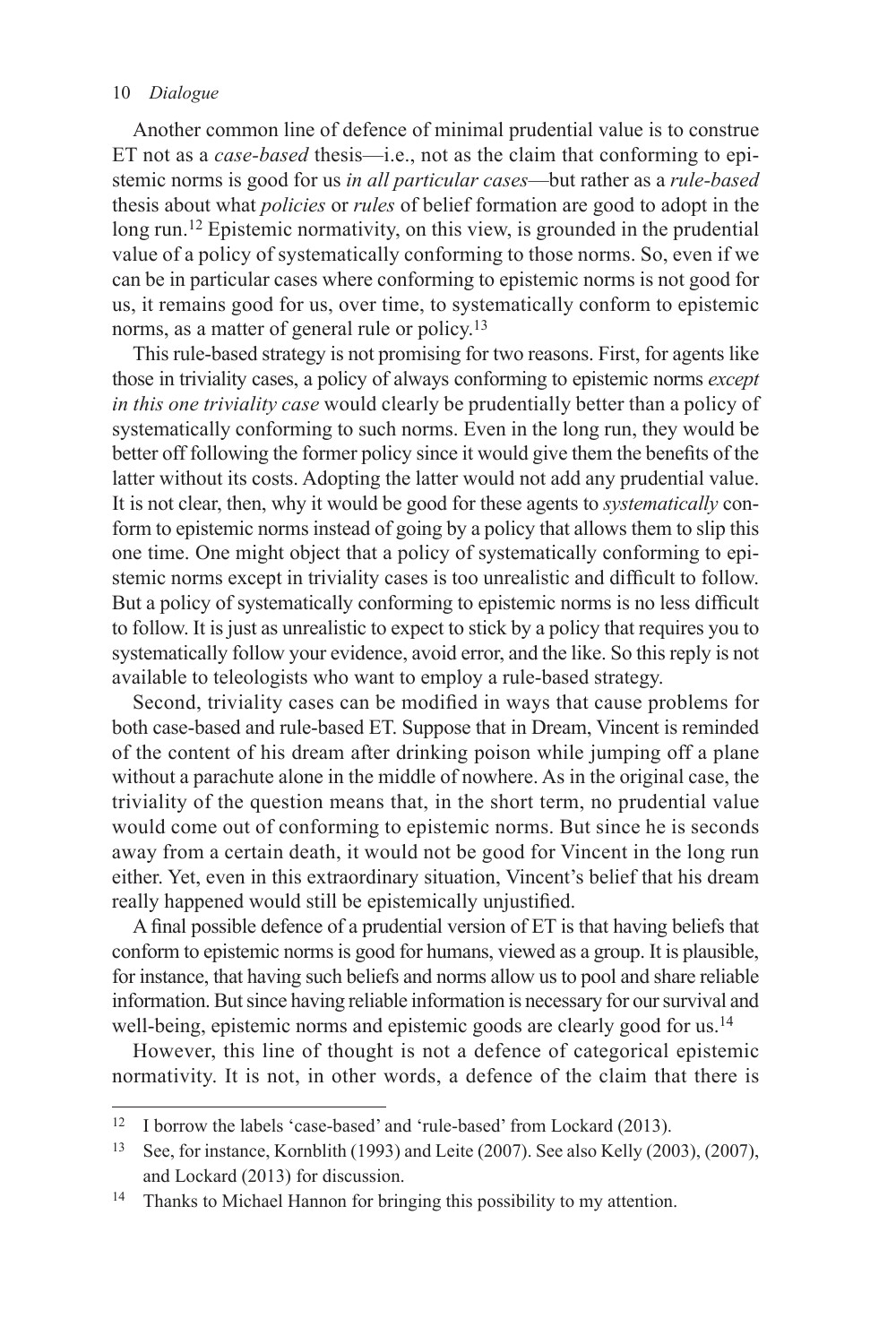Another common line of defence of minimal prudential value is to construe ET not as a *case-based* thesis—i.e., not as the claim that conforming to epistemic norms is good for us *in all particular cases*—but rather as a *rule-based* thesis about what *policies* or *rules* of belief formation are good to adopt in the long run.[12] Epistemic normativity, on this view, is grounded in the prudential value of a policy of systematically conforming to those norms. So, even if we can be in particular cases where conforming to epistemic norms is not good for us, it remains good for us, over time, to systematically conform to epistemic norms, as a matter of general rule or policy.[13]

This rule-based strategy is not promising for two reasons. First, for agents like those in triviality cases, a policy of always conforming to epistemic norms *except in this one triviality case* would clearly be prudentially better than a policy of systematically conforming to such norms. Even in the long run, they would be better off following the former policy since it would give them the benefits of the latter without its costs. Adopting the latter would not add any prudential value. It is not clear, then, why it would be good for these agents to *systematically* conform to epistemic norms instead of going by a policy that allows them to slip this one time. One might object that a policy of systematically conforming to epistemic norms except in triviality cases is too unrealistic and difficult to follow. But a policy of systematically conforming to epistemic norms is no less difficult to follow. It is just as unrealistic to expect to stick by a policy that requires you to systematically follow your evidence, avoid error, and the like. So this reply is not available to teleologists who want to employ a rule-based strategy.

Second, triviality cases can be modified in ways that cause problems for both case-based and rule-based ET. Suppose that in Dream, Vincent is reminded of the content of his dream after drinking poison while jumping off a plane without a parachute alone in the middle of nowhere. As in the original case, the triviality of the question means that, in the short term, no prudential value would come out of conforming to epistemic norms. But since he is seconds away from a certain death, it would not be good for Vincent in the long run either. Yet, even in this extraordinary situation, Vincent's belief that his dream really happened would still be epistemically unjustified.

A final possible defence of a prudential version of ET is that having beliefs that conform to epistemic norms is good for humans, viewed as a group. It is plausible, for instance, that having such beliefs and norms allow us to pool and share reliable information. But since having reliable information is necessary for our survival and well-being, epistemic norms and epistemic goods are clearly good for us.[14]

However, this line of thought is not a defence of categorical epistemic normativity. It is not, in other words, a defence of the claim that there is

---

[12] I borrow the labels 'case-based' and 'rule-based' from Lockard (2013).

[13] See, for instance, Kornblith (1993) and Leite (2007). See also Kelly (2003), (2007), and Lockard (2013) for discussion.

[14] Thanks to Michael Hannon for bringing this possibility to my attention.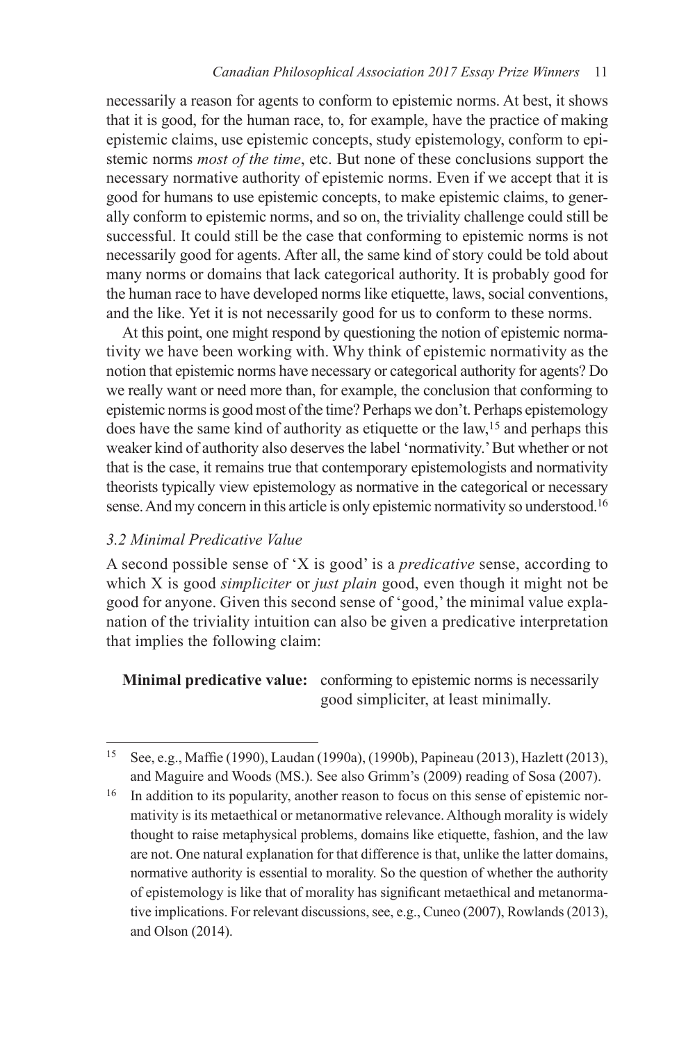necessarily a reason for agents to conform to epistemic norms. At best, it shows that it is good, for the human race, to, for example, have the practice of making epistemic claims, use epistemic concepts, study epistemology, conform to epistemic norms *most of the time*, etc. But none of these conclusions support the necessary normative authority of epistemic norms. Even if we accept that it is good for humans to use epistemic concepts, to make epistemic claims, to generally conform to epistemic norms, and so on, the triviality challenge could still be successful. It could still be the case that conforming to epistemic norms is not necessarily good for agents. After all, the same kind of story could be told about many norms or domains that lack categorical authority. It is probably good for the human race to have developed norms like etiquette, laws, social conventions, and the like. Yet it is not necessarily good for us to conform to these norms.

At this point, one might respond by questioning the notion of epistemic normativity we have been working with. Why think of epistemic normativity as the notion that epistemic norms have necessary or categorical authority for agents? Do we really want or need more than, for example, the conclusion that conforming to epistemic norms is good most of the time? Perhaps we don't. Perhaps epistemology does have the same kind of authority as etiquette or the law,[15] and perhaps this weaker kind of authority also deserves the label 'normativity.' But whether or not that is the case, it remains true that contemporary epistemologists and normativity theorists typically view epistemology as normative in the categorical or necessary sense. And my concern in this article is only epistemic normativity so understood.[16]

### *3.2 Minimal Predicative Value*

A second possible sense of 'X is good' is a *predicative* sense, according to which X is good *simpliciter* or *just plain* good, even though it might not be good for anyone. Given this second sense of 'good,' the minimal value explanation of the triviality intuition can also be given a predicative interpretation that implies the following claim:

> **Minimal predicative value:** conforming to epistemic norms is necessarily good simpliciter, at least minimally.

---

[15] See, e.g., Maffie (1990), Laudan (1990a), (1990b), Papineau (2013), Hazlett (2013), and Maguire and Woods (MS.). See also Grimm's (2009) reading of Sosa (2007).

[16] In addition to its popularity, another reason to focus on this sense of epistemic normativity is its metaethical or metanormative relevance. Although morality is widely thought to raise metaphysical problems, domains like etiquette, fashion, and the law are not. One natural explanation for that difference is that, unlike the latter domains, normative authority is essential to morality. So the question of whether the authority of epistemology is like that of morality has significant metaethical and metanormative implications. For relevant discussions, see, e.g., Cuneo (2007), Rowlands (2013), and Olson (2014).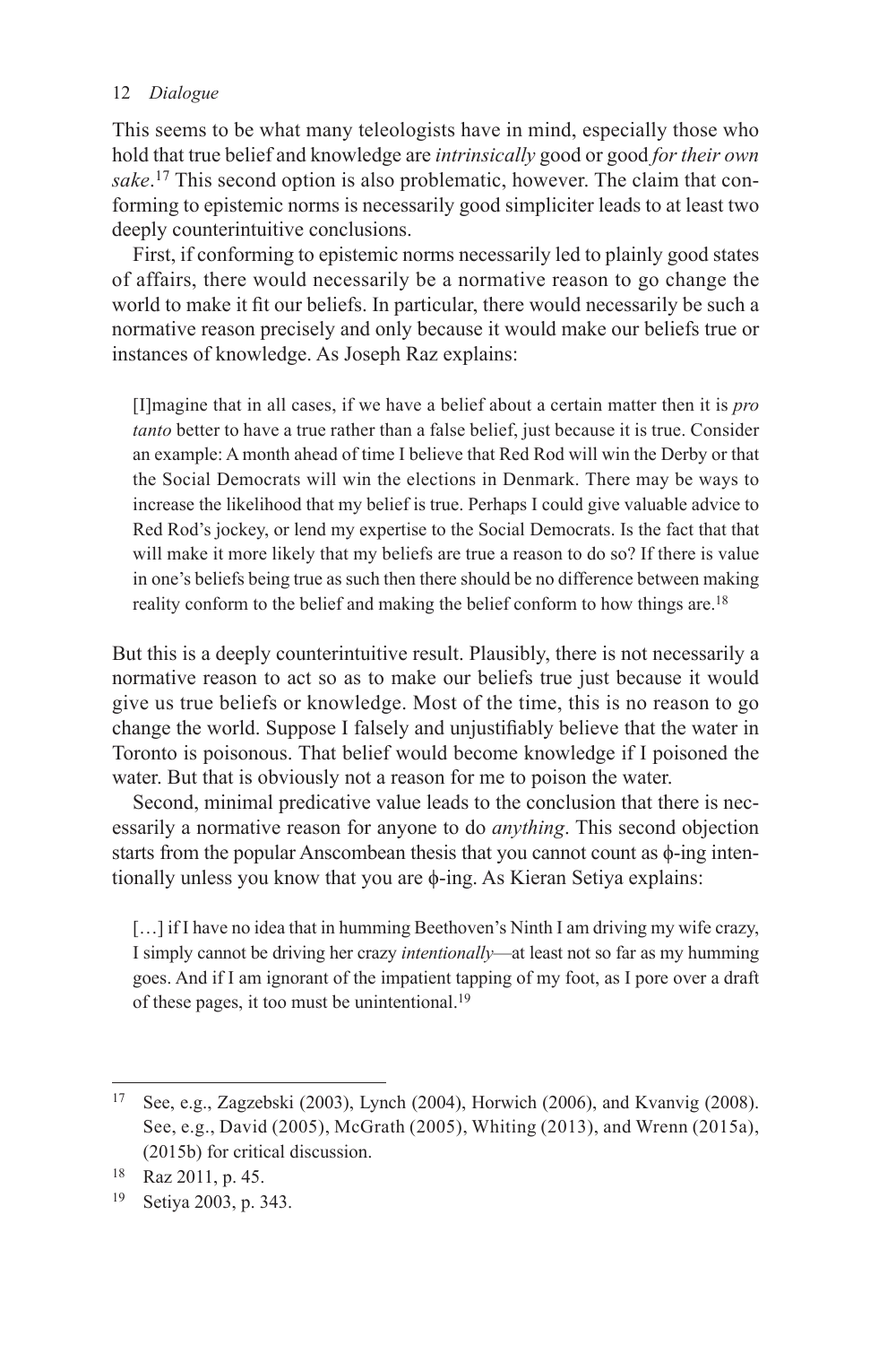This seems to be what many teleologists have in mind, especially those who hold that true belief and knowledge are *intrinsically* good or good *for their own sake*.[17] This second option is also problematic, however. The claim that conforming to epistemic norms is necessarily good simpliciter leads to at least two deeply counterintuitive conclusions.

First, if conforming to epistemic norms necessarily led to plainly good states of affairs, there would necessarily be a normative reason to go change the world to make it fit our beliefs. In particular, there would necessarily be such a normative reason precisely and only because it would make our beliefs true or instances of knowledge. As Joseph Raz explains:

> [I]magine that in all cases, if we have a belief about a certain matter then it is *pro tanto* better to have a true rather than a false belief, just because it is true. Consider an example: A month ahead of time I believe that Red Rod will win the Derby or that the Social Democrats will win the elections in Denmark. There may be ways to increase the likelihood that my belief is true. Perhaps I could give valuable advice to Red Rod's jockey, or lend my expertise to the Social Democrats. Is the fact that that will make it more likely that my beliefs are true a reason to do so? If there is value in one's beliefs being true as such then there should be no difference between making reality conform to the belief and making the belief conform to how things are.[18]

But this is a deeply counterintuitive result. Plausibly, there is not necessarily a normative reason to act so as to make our beliefs true just because it would give us true beliefs or knowledge. Most of the time, this is no reason to go change the world. Suppose I falsely and unjustifiably believe that the water in Toronto is poisonous. That belief would become knowledge if I poisoned the water. But that is obviously not a reason for me to poison the water.

Second, minimal predicative value leads to the conclusion that there is necessarily a normative reason for anyone to do *anything*. This second objection starts from the popular Anscombean thesis that you cannot count as $\phi$-ing intentionally unless you know that you are $\phi$-ing. As Kieran Setiya explains:

> […] if I have no idea that in humming Beethoven's Ninth I am driving my wife crazy, I simply cannot be driving her crazy *intentionally*—at least not so far as my humming goes. And if I am ignorant of the impatient tapping of my foot, as I pore over a draft of these pages, it too must be unintentional.[19]

---

[17] See, e.g., Zagzebski (2003), Lynch (2004), Horwich (2006), and Kvanvig (2008). See, e.g., David (2005), McGrath (2005), Whiting (2013), and Wrenn (2015a), (2015b) for critical discussion.

[18] Raz 2011, p. 45.

[19] Setiya 2003, p. 343.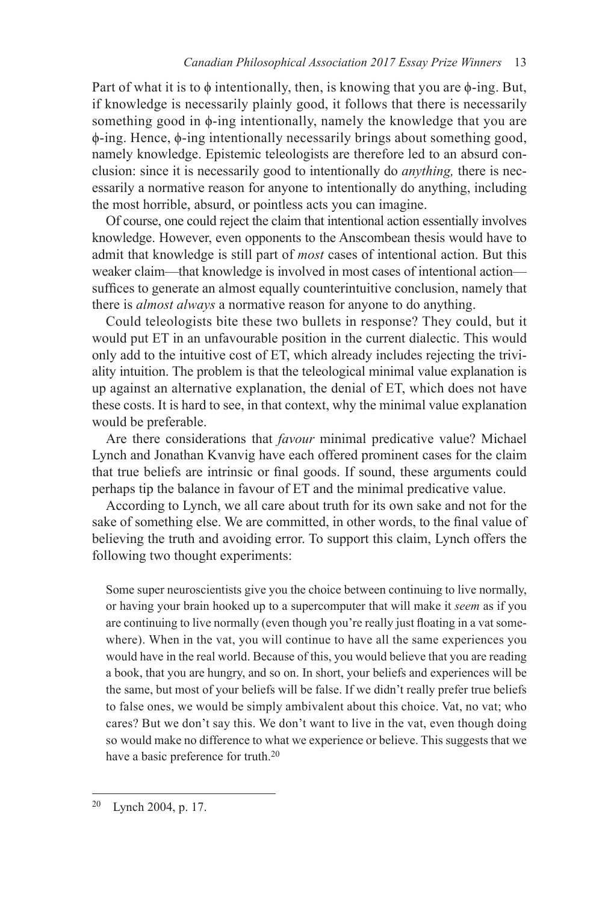Part of what it is to $\phi$ intentionally, then, is knowing that you are $\phi$-ing. But, if knowledge is necessarily plainly good, it follows that there is necessarily something good in $\phi$-ing intentionally, namely the knowledge that you are $\phi$-ing. Hence, $\phi$-ing intentionally necessarily brings about something good, namely knowledge. Epistemic teleologists are therefore led to an absurd conclusion: since it is necessarily good to intentionally do *anything,* there is necessarily a normative reason for anyone to intentionally do anything, including the most horrible, absurd, or pointless acts you can imagine.

Of course, one could reject the claim that intentional action essentially involves knowledge. However, even opponents to the Anscombean thesis would have to admit that knowledge is still part of *most* cases of intentional action. But this weaker claim—that knowledge is involved in most cases of intentional action—suffices to generate an almost equally counterintuitive conclusion, namely that there is *almost always* a normative reason for anyone to do anything.

Could teleologists bite these two bullets in response? They could, but it would put ET in an unfavourable position in the current dialectic. This would only add to the intuitive cost of ET, which already includes rejecting the triviality intuition. The problem is that the teleological minimal value explanation is up against an alternative explanation, the denial of ET, which does not have these costs. It is hard to see, in that context, why the minimal value explanation would be preferable.

Are there considerations that *favour* minimal predicative value? Michael Lynch and Jonathan Kvanvig have each offered prominent cases for the claim that true beliefs are intrinsic or final goods. If sound, these arguments could perhaps tip the balance in favour of ET and the minimal predicative value.

According to Lynch, we all care about truth for its own sake and not for the sake of something else. We are committed, in other words, to the final value of believing the truth and avoiding error. To support this claim, Lynch offers the following two thought experiments:

> Some super neuroscientists give you the choice between continuing to live normally, or having your brain hooked up to a supercomputer that will make it *seem* as if you are continuing to live normally (even though you're really just floating in a vat somewhere). When in the vat, you will continue to have all the same experiences you would have in the real world. Because of this, you would believe that you are reading a book, that you are hungry, and so on. In short, your beliefs and experiences will be the same, but most of your beliefs will be false. If we didn't really prefer true beliefs to false ones, we would be simply ambivalent about this choice. Vat, no vat; who cares? But we don't say this. We don't want to live in the vat, even though doing so would make no difference to what we experience or believe. This suggests that we have a basic preference for truth.[20]

[20] Lynch 2004, p. 17.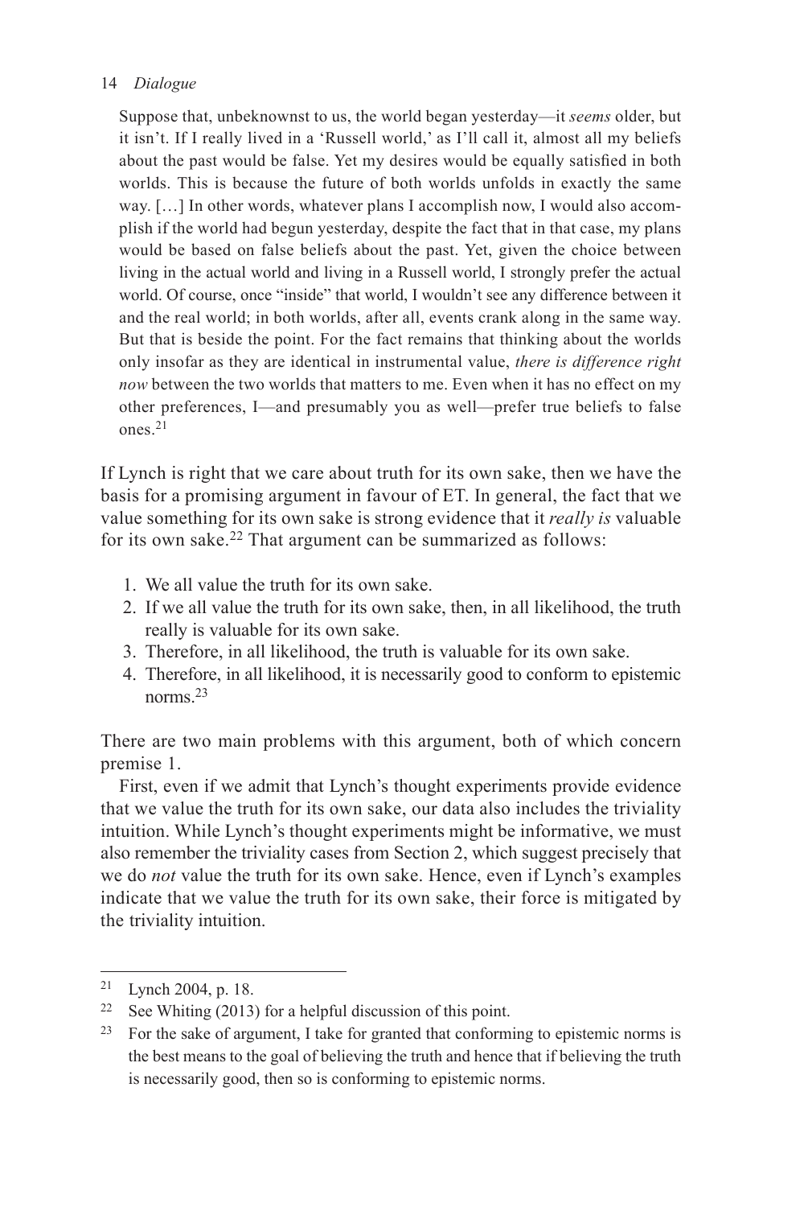> Suppose that, unbeknownst to us, the world began yesterday—it *seems* older, but it isn't. If I really lived in a 'Russell world,' as I'll call it, almost all my beliefs about the past would be false. Yet my desires would be equally satisfied in both worlds. This is because the future of both worlds unfolds in exactly the same way. […] In other words, whatever plans I accomplish now, I would also accomplish if the world had begun yesterday, despite the fact that in that case, my plans would be based on false beliefs about the past. Yet, given the choice between living in the actual world and living in a Russell world, I strongly prefer the actual world. Of course, once "inside" that world, I wouldn't see any difference between it and the real world; in both worlds, after all, events crank along in the same way. But that is beside the point. For the fact remains that thinking about the worlds only insofar as they are identical in instrumental value, *there is difference right now* between the two worlds that matters to me. Even when it has no effect on my other preferences, I—and presumably you as well—prefer true beliefs to false ones.[21]

If Lynch is right that we care about truth for its own sake, then we have the basis for a promising argument in favour of ET. In general, the fact that we value something for its own sake is strong evidence that it *really is* valuable for its own sake.[22] That argument can be summarized as follows:

1. We all value the truth for its own sake.
2. If we all value the truth for its own sake, then, in all likelihood, the truth really is valuable for its own sake.
3. Therefore, in all likelihood, the truth is valuable for its own sake.
4. Therefore, in all likelihood, it is necessarily good to conform to epistemic norms.[23]

There are two main problems with this argument, both of which concern premise 1.

First, even if we admit that Lynch's thought experiments provide evidence that we value the truth for its own sake, our data also includes the triviality intuition. While Lynch's thought experiments might be informative, we must also remember the triviality cases from Section 2, which suggest precisely that we do *not* value the truth for its own sake. Hence, even if Lynch's examples indicate that we value the truth for its own sake, their force is mitigated by the triviality intuition.

---

[21] Lynch 2004, p. 18.

[22] See Whiting (2013) for a helpful discussion of this point.

[23] For the sake of argument, I take for granted that conforming to epistemic norms is the best means to the goal of believing the truth and hence that if believing the truth is necessarily good, then so is conforming to epistemic norms.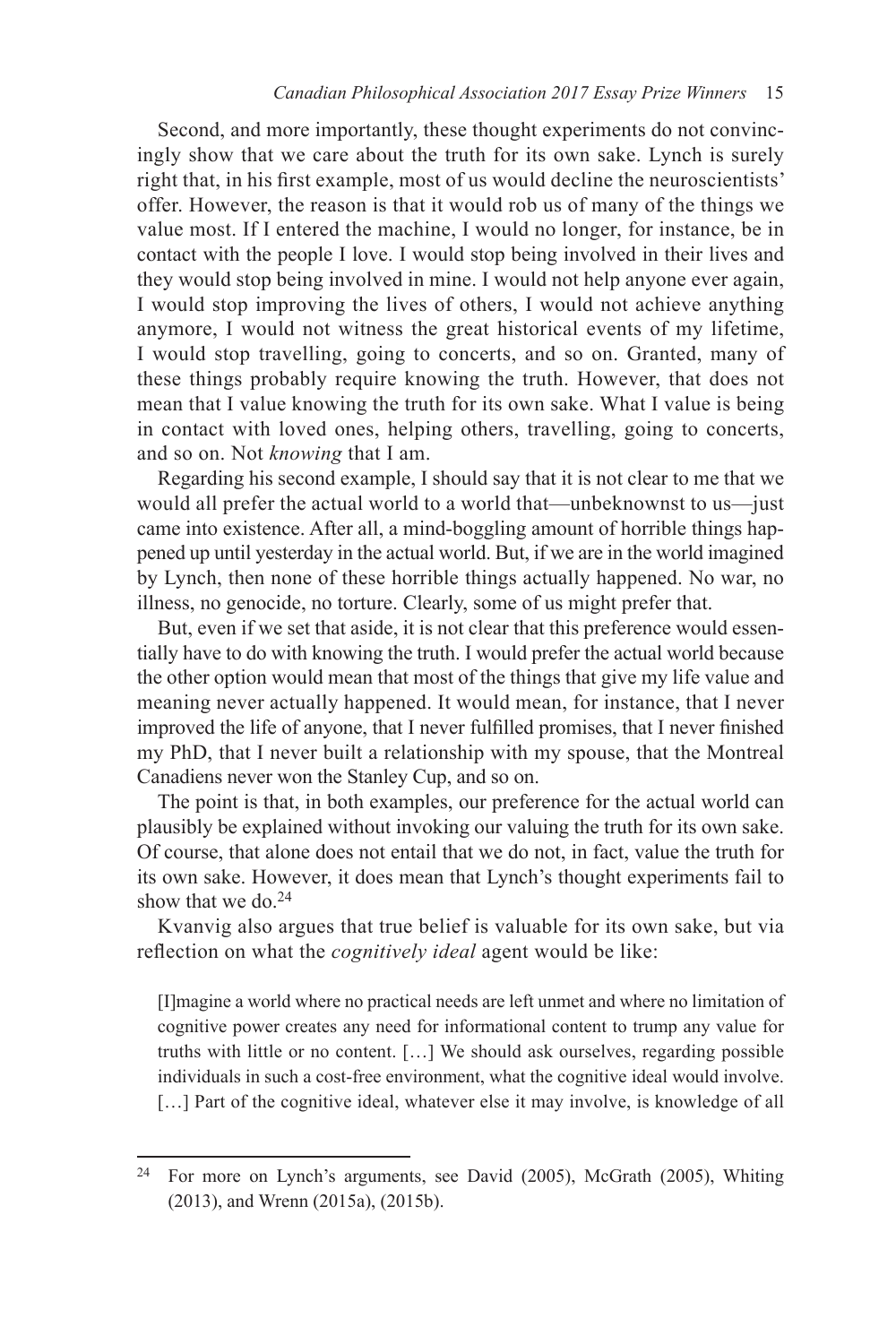Second, and more importantly, these thought experiments do not convincingly show that we care about the truth for its own sake. Lynch is surely right that, in his first example, most of us would decline the neuroscientists' offer. However, the reason is that it would rob us of many of the things we value most. If I entered the machine, I would no longer, for instance, be in contact with the people I love. I would stop being involved in their lives and they would stop being involved in mine. I would not help anyone ever again, I would stop improving the lives of others, I would not achieve anything anymore, I would not witness the great historical events of my lifetime, I would stop travelling, going to concerts, and so on. Granted, many of these things probably require knowing the truth. However, that does not mean that I value knowing the truth for its own sake. What I value is being in contact with loved ones, helping others, travelling, going to concerts, and so on. Not *knowing* that I am.

Regarding his second example, I should say that it is not clear to me that we would all prefer the actual world to a world that—unbeknownst to us—just came into existence. After all, a mind-boggling amount of horrible things happened up until yesterday in the actual world. But, if we are in the world imagined by Lynch, then none of these horrible things actually happened. No war, no illness, no genocide, no torture. Clearly, some of us might prefer that.

But, even if we set that aside, it is not clear that this preference would essentially have to do with knowing the truth. I would prefer the actual world because the other option would mean that most of the things that give my life value and meaning never actually happened. It would mean, for instance, that I never improved the life of anyone, that I never fulfilled promises, that I never finished my PhD, that I never built a relationship with my spouse, that the Montreal Canadiens never won the Stanley Cup, and so on.

The point is that, in both examples, our preference for the actual world can plausibly be explained without invoking our valuing the truth for its own sake. Of course, that alone does not entail that we do not, in fact, value the truth for its own sake. However, it does mean that Lynch's thought experiments fail to show that we do.[24]

Kvanvig also argues that true belief is valuable for its own sake, but via reflection on what the *cognitively ideal* agent would be like:

> [I]magine a world where no practical needs are left unmet and where no limitation of cognitive power creates any need for informational content to trump any value for truths with little or no content. […] We should ask ourselves, regarding possible individuals in such a cost-free environment, what the cognitive ideal would involve. […] Part of the cognitive ideal, whatever else it may involve, is knowledge of all

---

[24] For more on Lynch's arguments, see David (2005), McGrath (2005), Whiting (2013), and Wrenn (2015a), (2015b).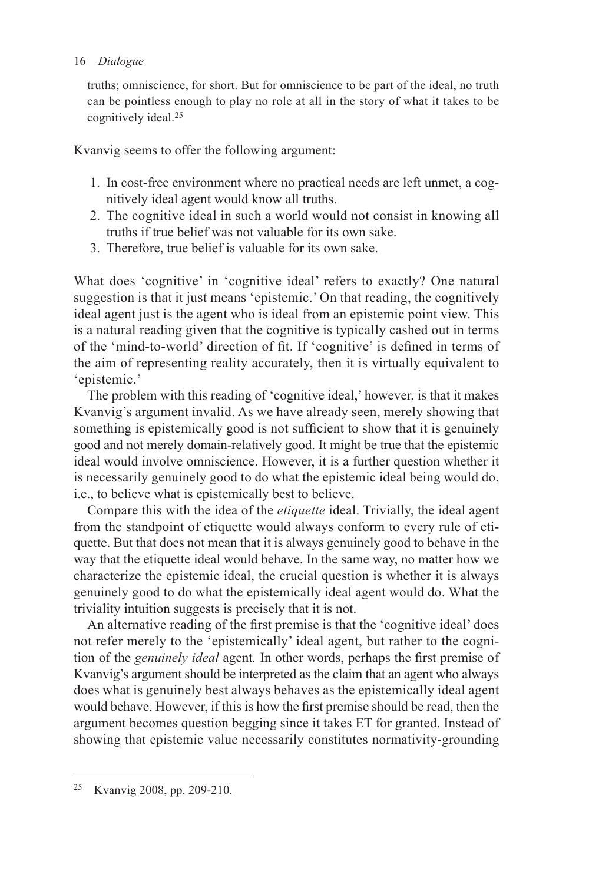truths; omniscience, for short. But for omniscience to be part of the ideal, no truth can be pointless enough to play no role at all in the story of what it takes to be cognitively ideal.[25]

Kvanvig seems to offer the following argument:

1. In cost-free environment where no practical needs are left unmet, a cognitively ideal agent would know all truths.
2. The cognitive ideal in such a world would not consist in knowing all truths if true belief was not valuable for its own sake.
3. Therefore, true belief is valuable for its own sake.

What does 'cognitive' in 'cognitive ideal' refers to exactly? One natural suggestion is that it just means 'epistemic.' On that reading, the cognitively ideal agent just is the agent who is ideal from an epistemic point view. This is a natural reading given that the cognitive is typically cashed out in terms of the 'mind-to-world' direction of fit. If 'cognitive' is defined in terms of the aim of representing reality accurately, then it is virtually equivalent to 'epistemic.'

The problem with this reading of 'cognitive ideal,' however, is that it makes Kvanvig's argument invalid. As we have already seen, merely showing that something is epistemically good is not sufficient to show that it is genuinely good and not merely domain-relatively good. It might be true that the epistemic ideal would involve omniscience. However, it is a further question whether it is necessarily genuinely good to do what the epistemic ideal being would do, i.e., to believe what is epistemically best to believe.

Compare this with the idea of the *etiquette* ideal. Trivially, the ideal agent from the standpoint of etiquette would always conform to every rule of etiquette. But that does not mean that it is always genuinely good to behave in the way that the etiquette ideal would behave. In the same way, no matter how we characterize the epistemic ideal, the crucial question is whether it is always genuinely good to do what the epistemically ideal agent would do. What the triviality intuition suggests is precisely that it is not.

An alternative reading of the first premise is that the 'cognitive ideal' does not refer merely to the 'epistemically' ideal agent, but rather to the cognition of the *genuinely ideal* agent*.* In other words, perhaps the first premise of Kvanvig's argument should be interpreted as the claim that an agent who always does what is genuinely best always behaves as the epistemically ideal agent would behave. However, if this is how the first premise should be read, then the argument becomes question begging since it takes ET for granted. Instead of showing that epistemic value necessarily constitutes normativity-grounding

[25] Kvanvig 2008, pp. 209-210.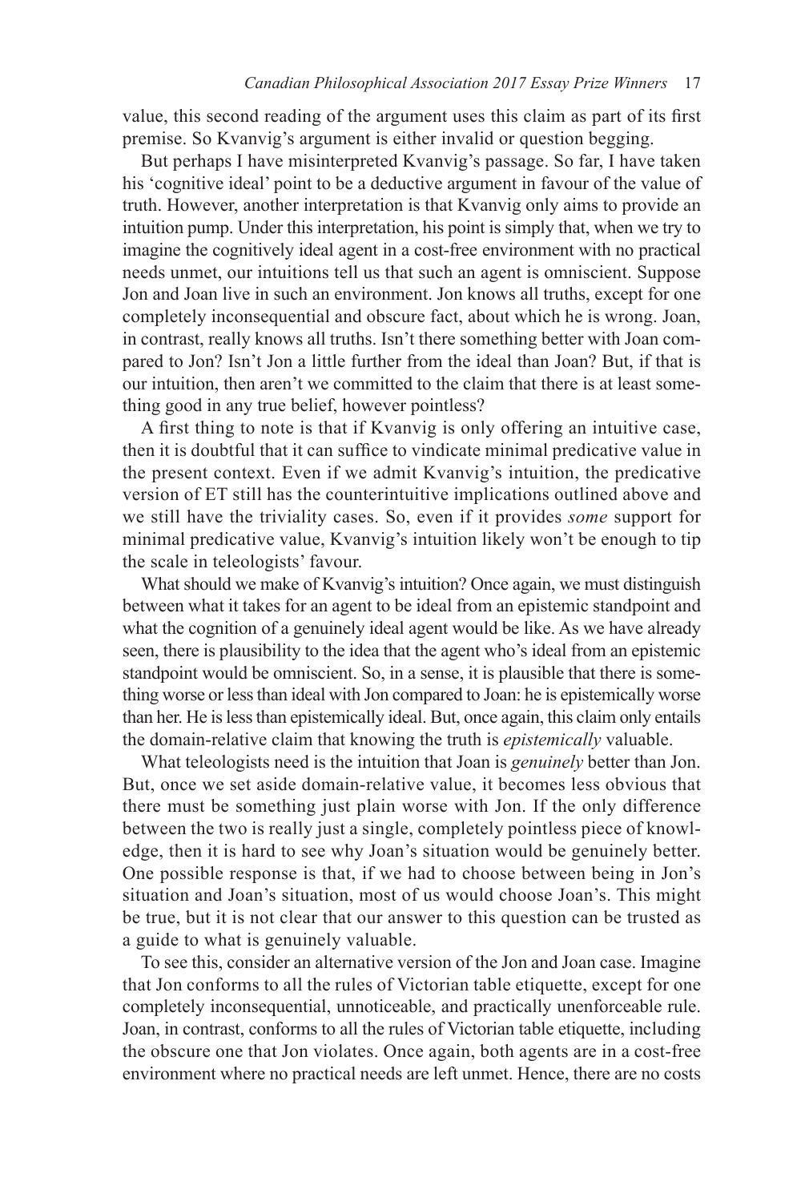value, this second reading of the argument uses this claim as part of its first premise. So Kvanvig's argument is either invalid or question begging.

But perhaps I have misinterpreted Kvanvig's passage. So far, I have taken his 'cognitive ideal' point to be a deductive argument in favour of the value of truth. However, another interpretation is that Kvanvig only aims to provide an intuition pump. Under this interpretation, his point is simply that, when we try to imagine the cognitively ideal agent in a cost-free environment with no practical needs unmet, our intuitions tell us that such an agent is omniscient. Suppose Jon and Joan live in such an environment. Jon knows all truths, except for one completely inconsequential and obscure fact, about which he is wrong. Joan, in contrast, really knows all truths. Isn't there something better with Joan compared to Jon? Isn't Jon a little further from the ideal than Joan? But, if that is our intuition, then aren't we committed to the claim that there is at least something good in any true belief, however pointless?

A first thing to note is that if Kvanvig is only offering an intuitive case, then it is doubtful that it can suffice to vindicate minimal predicative value in the present context. Even if we admit Kvanvig's intuition, the predicative version of ET still has the counterintuitive implications outlined above and we still have the triviality cases. So, even if it provides *some* support for minimal predicative value, Kvanvig's intuition likely won't be enough to tip the scale in teleologists' favour.

What should we make of Kvanvig's intuition? Once again, we must distinguish between what it takes for an agent to be ideal from an epistemic standpoint and what the cognition of a genuinely ideal agent would be like. As we have already seen, there is plausibility to the idea that the agent who's ideal from an epistemic standpoint would be omniscient. So, in a sense, it is plausible that there is something worse or less than ideal with Jon compared to Joan: he is epistemically worse than her. He is less than epistemically ideal. But, once again, this claim only entails the domain-relative claim that knowing the truth is *epistemically* valuable.

What teleologists need is the intuition that Joan is *genuinely* better than Jon. But, once we set aside domain-relative value, it becomes less obvious that there must be something just plain worse with Jon. If the only difference between the two is really just a single, completely pointless piece of knowledge, then it is hard to see why Joan's situation would be genuinely better. One possible response is that, if we had to choose between being in Jon's situation and Joan's situation, most of us would choose Joan's. This might be true, but it is not clear that our answer to this question can be trusted as a guide to what is genuinely valuable.

To see this, consider an alternative version of the Jon and Joan case. Imagine that Jon conforms to all the rules of Victorian table etiquette, except for one completely inconsequential, unnoticeable, and practically unenforceable rule. Joan, in contrast, conforms to all the rules of Victorian table etiquette, including the obscure one that Jon violates. Once again, both agents are in a cost-free environment where no practical needs are left unmet. Hence, there are no costs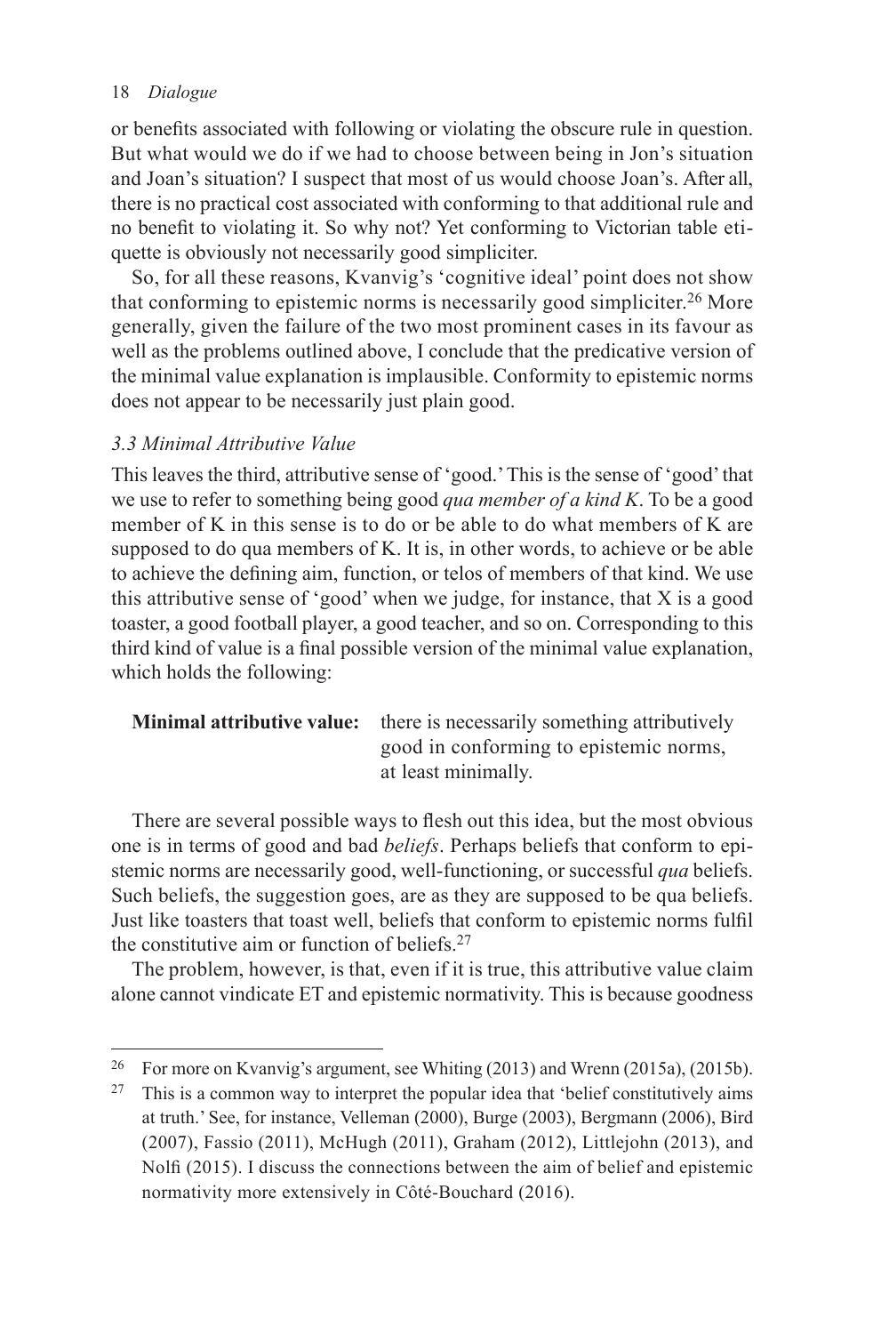or benefits associated with following or violating the obscure rule in question. But what would we do if we had to choose between being in Jon's situation and Joan's situation? I suspect that most of us would choose Joan's. After all, there is no practical cost associated with conforming to that additional rule and no benefit to violating it. So why not? Yet conforming to Victorian table etiquette is obviously not necessarily good simpliciter.

So, for all these reasons, Kvanvig's 'cognitive ideal' point does not show that conforming to epistemic norms is necessarily good simpliciter.[26] More generally, given the failure of the two most prominent cases in its favour as well as the problems outlined above, I conclude that the predicative version of the minimal value explanation is implausible. Conformity to epistemic norms does not appear to be necessarily just plain good.

### *3.3 Minimal Attributive Value*

This leaves the third, attributive sense of 'good.' This is the sense of 'good' that we use to refer to something being good *qua member of a kind K*. To be a good member of K in this sense is to do or be able to do what members of K are supposed to do qua members of K. It is, in other words, to achieve or be able to achieve the defining aim, function, or telos of members of that kind. We use this attributive sense of 'good' when we judge, for instance, that X is a good toaster, a good football player, a good teacher, and so on. Corresponding to this third kind of value is a final possible version of the minimal value explanation, which holds the following:

**Minimal attributive value:** there is necessarily something attributively good in conforming to epistemic norms, at least minimally.

There are several possible ways to flesh out this idea, but the most obvious one is in terms of good and bad *beliefs*. Perhaps beliefs that conform to epistemic norms are necessarily good, well-functioning, or successful *qua* beliefs. Such beliefs, the suggestion goes, are as they are supposed to be qua beliefs. Just like toasters that toast well, beliefs that conform to epistemic norms fulfil the constitutive aim or function of beliefs.[27]

The problem, however, is that, even if it is true, this attributive value claim alone cannot vindicate ET and epistemic normativity. This is because goodness

---

[26] For more on Kvanvig's argument, see Whiting (2013) and Wrenn (2015a), (2015b).

[27] This is a common way to interpret the popular idea that 'belief constitutively aims at truth.' See, for instance, Velleman (2000), Burge (2003), Bergmann (2006), Bird (2007), Fassio (2011), McHugh (2011), Graham (2012), Littlejohn (2013), and Nolfi (2015). I discuss the connections between the aim of belief and epistemic normativity more extensively in Côté-Bouchard (2016).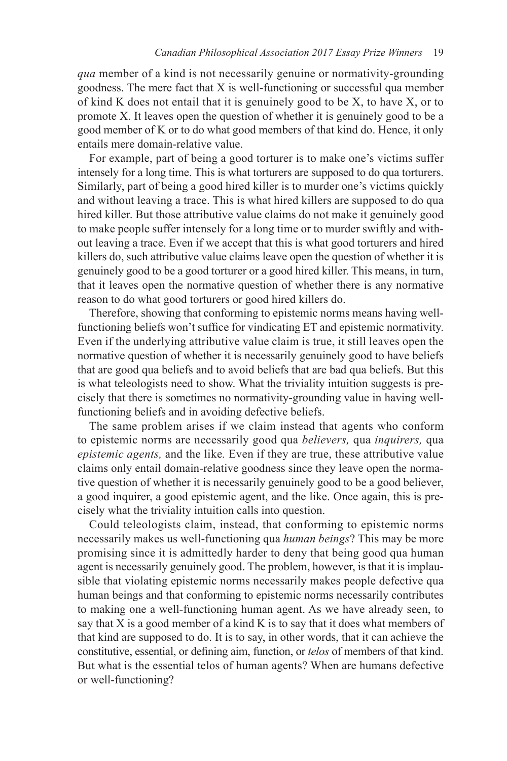*qua* member of a kind is not necessarily genuine or normativity-grounding goodness. The mere fact that X is well-functioning or successful qua member of kind K does not entail that it is genuinely good to be X, to have X, or to promote X. It leaves open the question of whether it is genuinely good to be a good member of K or to do what good members of that kind do. Hence, it only entails mere domain-relative value.

For example, part of being a good torturer is to make one's victims suffer intensely for a long time. This is what torturers are supposed to do qua torturers. Similarly, part of being a good hired killer is to murder one's victims quickly and without leaving a trace. This is what hired killers are supposed to do qua hired killer. But those attributive value claims do not make it genuinely good to make people suffer intensely for a long time or to murder swiftly and without leaving a trace. Even if we accept that this is what good torturers and hired killers do, such attributive value claims leave open the question of whether it is genuinely good to be a good torturer or a good hired killer. This means, in turn, that it leaves open the normative question of whether there is any normative reason to do what good torturers or good hired killers do.

Therefore, showing that conforming to epistemic norms means having well-functioning beliefs won't suffice for vindicating ET and epistemic normativity. Even if the underlying attributive value claim is true, it still leaves open the normative question of whether it is necessarily genuinely good to have beliefs that are good qua beliefs and to avoid beliefs that are bad qua beliefs. But this is what teleologists need to show. What the triviality intuition suggests is precisely that there is sometimes no normativity-grounding value in having well-functioning beliefs and in avoiding defective beliefs.

The same problem arises if we claim instead that agents who conform to epistemic norms are necessarily good qua *believers,* qua *inquirers,* qua *epistemic agents,* and the like*.* Even if they are true, these attributive value claims only entail domain-relative goodness since they leave open the normative question of whether it is necessarily genuinely good to be a good believer, a good inquirer, a good epistemic agent, and the like. Once again, this is precisely what the triviality intuition calls into question.

Could teleologists claim, instead, that conforming to epistemic norms necessarily makes us well-functioning qua *human beings*? This may be more promising since it is admittedly harder to deny that being good qua human agent is necessarily genuinely good. The problem, however, is that it is implausible that violating epistemic norms necessarily makes people defective qua human beings and that conforming to epistemic norms necessarily contributes to making one a well-functioning human agent. As we have already seen, to say that X is a good member of a kind K is to say that it does what members of that kind are supposed to do. It is to say, in other words, that it can achieve the constitutive, essential, or defining aim, function, or *telos* of members of that kind. But what is the essential telos of human agents? When are humans defective or well-functioning?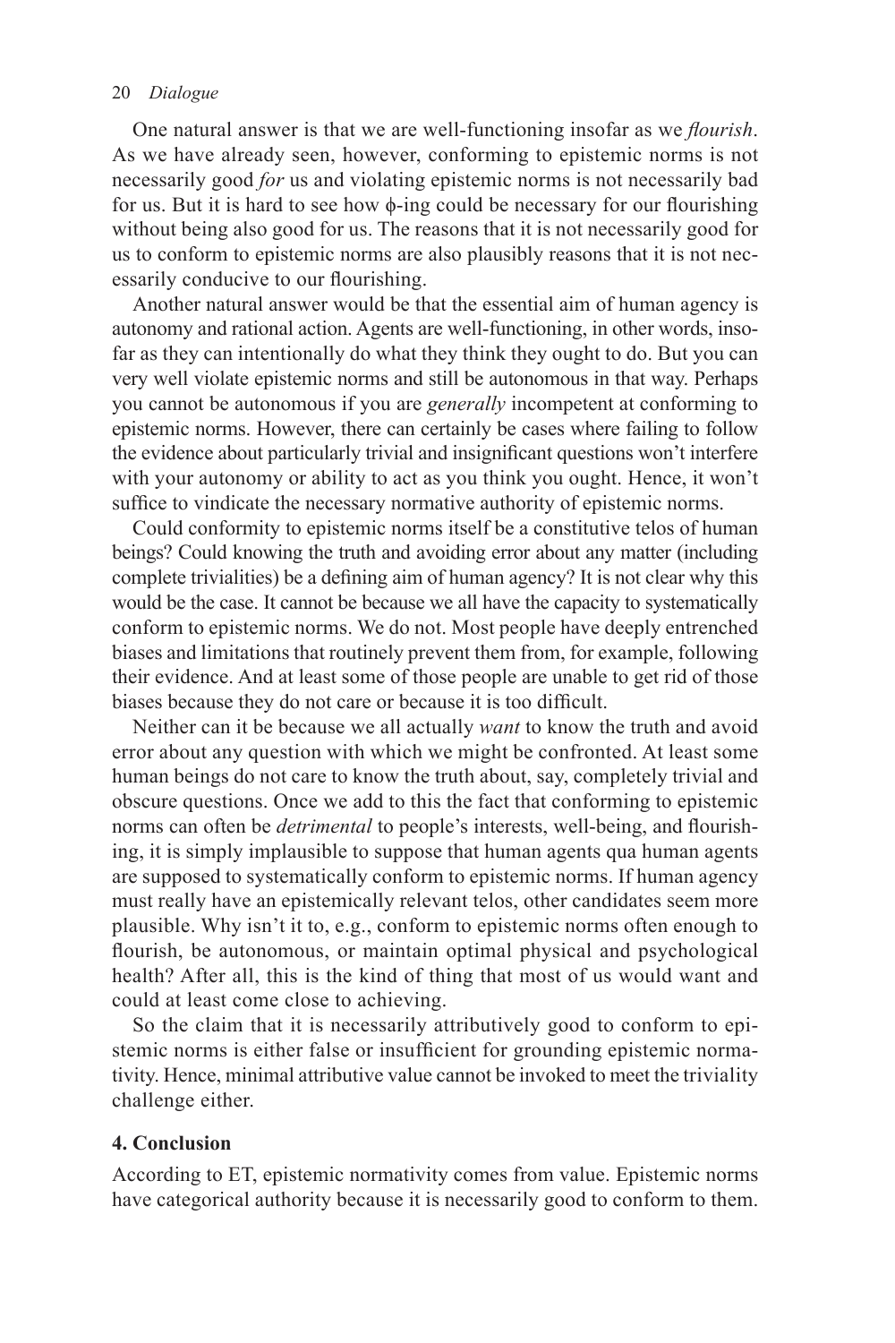One natural answer is that we are well-functioning insofar as we *flourish*. As we have already seen, however, conforming to epistemic norms is not necessarily good *for* us and violating epistemic norms is not necessarily bad for us. But it is hard to see how $\phi$-ing could be necessary for our flourishing without being also good for us. The reasons that it is not necessarily good for us to conform to epistemic norms are also plausibly reasons that it is not necessarily conducive to our flourishing.

Another natural answer would be that the essential aim of human agency is autonomy and rational action. Agents are well-functioning, in other words, insofar as they can intentionally do what they think they ought to do. But you can very well violate epistemic norms and still be autonomous in that way. Perhaps you cannot be autonomous if you are *generally* incompetent at conforming to epistemic norms. However, there can certainly be cases where failing to follow the evidence about particularly trivial and insignificant questions won't interfere with your autonomy or ability to act as you think you ought. Hence, it won't suffice to vindicate the necessary normative authority of epistemic norms.

Could conformity to epistemic norms itself be a constitutive telos of human beings? Could knowing the truth and avoiding error about any matter (including complete trivialities) be a defining aim of human agency? It is not clear why this would be the case. It cannot be because we all have the capacity to systematically conform to epistemic norms. We do not. Most people have deeply entrenched biases and limitations that routinely prevent them from, for example, following their evidence. And at least some of those people are unable to get rid of those biases because they do not care or because it is too difficult.

Neither can it be because we all actually *want* to know the truth and avoid error about any question with which we might be confronted. At least some human beings do not care to know the truth about, say, completely trivial and obscure questions. Once we add to this the fact that conforming to epistemic norms can often be *detrimental* to people's interests, well-being, and flourishing, it is simply implausible to suppose that human agents qua human agents are supposed to systematically conform to epistemic norms. If human agency must really have an epistemically relevant telos, other candidates seem more plausible. Why isn't it to, e.g., conform to epistemic norms often enough to flourish, be autonomous, or maintain optimal physical and psychological health? After all, this is the kind of thing that most of us would want and could at least come close to achieving.

So the claim that it is necessarily attributively good to conform to epistemic norms is either false or insufficient for grounding epistemic normativity. Hence, minimal attributive value cannot be invoked to meet the triviality challenge either.

## 4. Conclusion

According to ET, epistemic normativity comes from value. Epistemic norms have categorical authority because it is necessarily good to conform to them.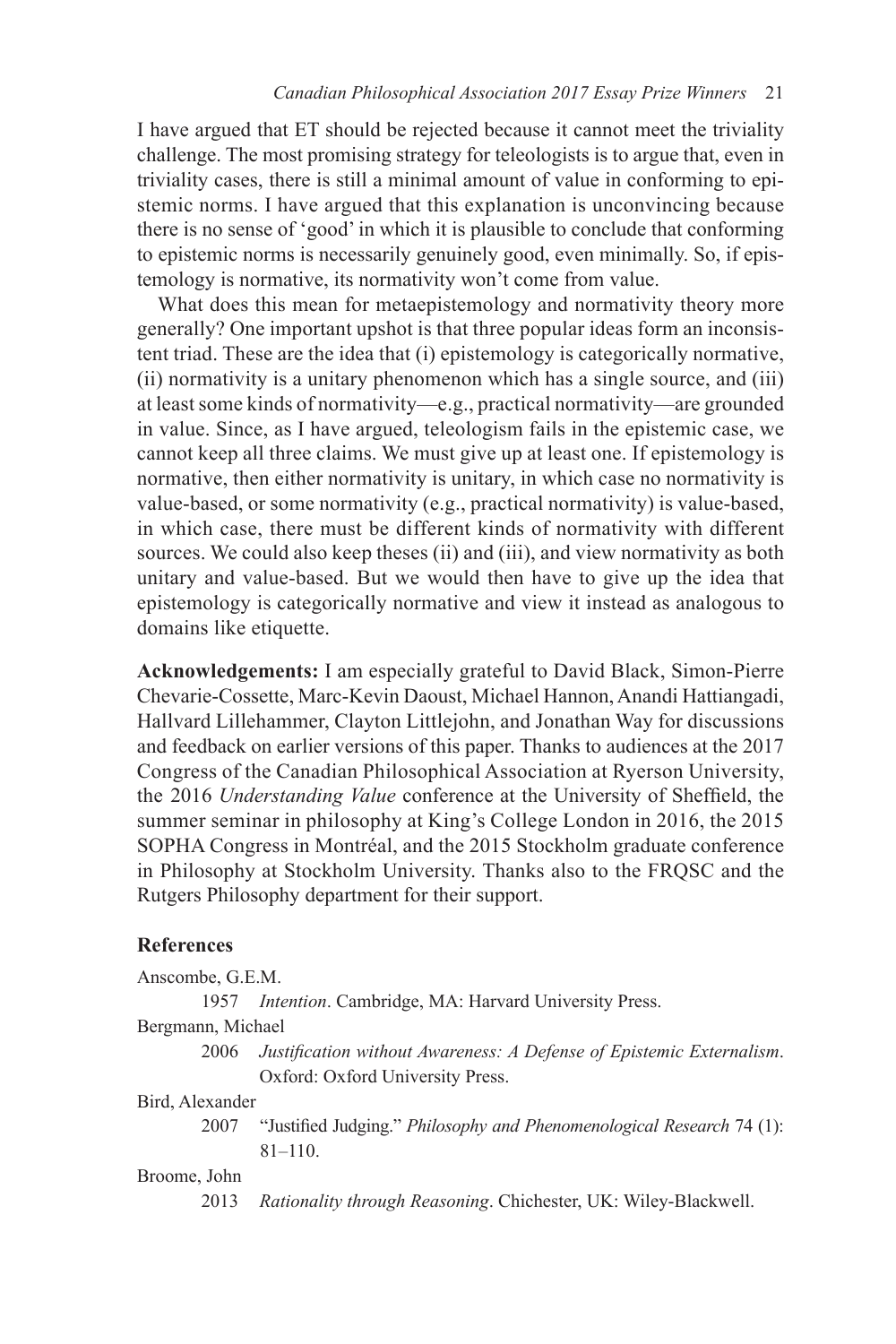I have argued that ET should be rejected because it cannot meet the triviality challenge. The most promising strategy for teleologists is to argue that, even in triviality cases, there is still a minimal amount of value in conforming to epistemic norms. I have argued that this explanation is unconvincing because there is no sense of 'good' in which it is plausible to conclude that conforming to epistemic norms is necessarily genuinely good, even minimally. So, if epistemology is normative, its normativity won't come from value.

What does this mean for metaepistemology and normativity theory more generally? One important upshot is that three popular ideas form an inconsistent triad. These are the idea that (i) epistemology is categorically normative, (ii) normativity is a unitary phenomenon which has a single source, and (iii) at least some kinds of normativity—e.g., practical normativity—are grounded in value. Since, as I have argued, teleologism fails in the epistemic case, we cannot keep all three claims. We must give up at least one. If epistemology is normative, then either normativity is unitary, in which case no normativity is value-based, or some normativity (e.g., practical normativity) is value-based, in which case, there must be different kinds of normativity with different sources. We could also keep theses (ii) and (iii), and view normativity as both unitary and value-based. But we would then have to give up the idea that epistemology is categorically normative and view it instead as analogous to domains like etiquette.

**Acknowledgements:** I am especially grateful to David Black, Simon-Pierre Chevarie-Cossette, Marc-Kevin Daoust, Michael Hannon, Anandi Hattiangadi, Hallvard Lillehammer, Clayton Littlejohn, and Jonathan Way for discussions and feedback on earlier versions of this paper. Thanks to audiences at the 2017 Congress of the Canadian Philosophical Association at Ryerson University, the 2016 *Understanding Value* conference at the University of Sheffield, the summer seminar in philosophy at King's College London in 2016, the 2015 SOPHA Congress in Montréal, and the 2015 Stockholm graduate conference in Philosophy at Stockholm University. Thanks also to the FRQSC and the Rutgers Philosophy department for their support.

## References

Anscombe, G.E.M.

1957 *Intention*. Cambridge, MA: Harvard University Press.

Bergmann, Michael

2006 *Justification without Awareness: A Defense of Epistemic Externalism*. Oxford: Oxford University Press.

Bird, Alexander

2007 "Justified Judging." *Philosophy and Phenomenological Research* 74 (1): 81–110.

Broome, John

2013 *Rationality through Reasoning*. Chichester, UK: Wiley-Blackwell.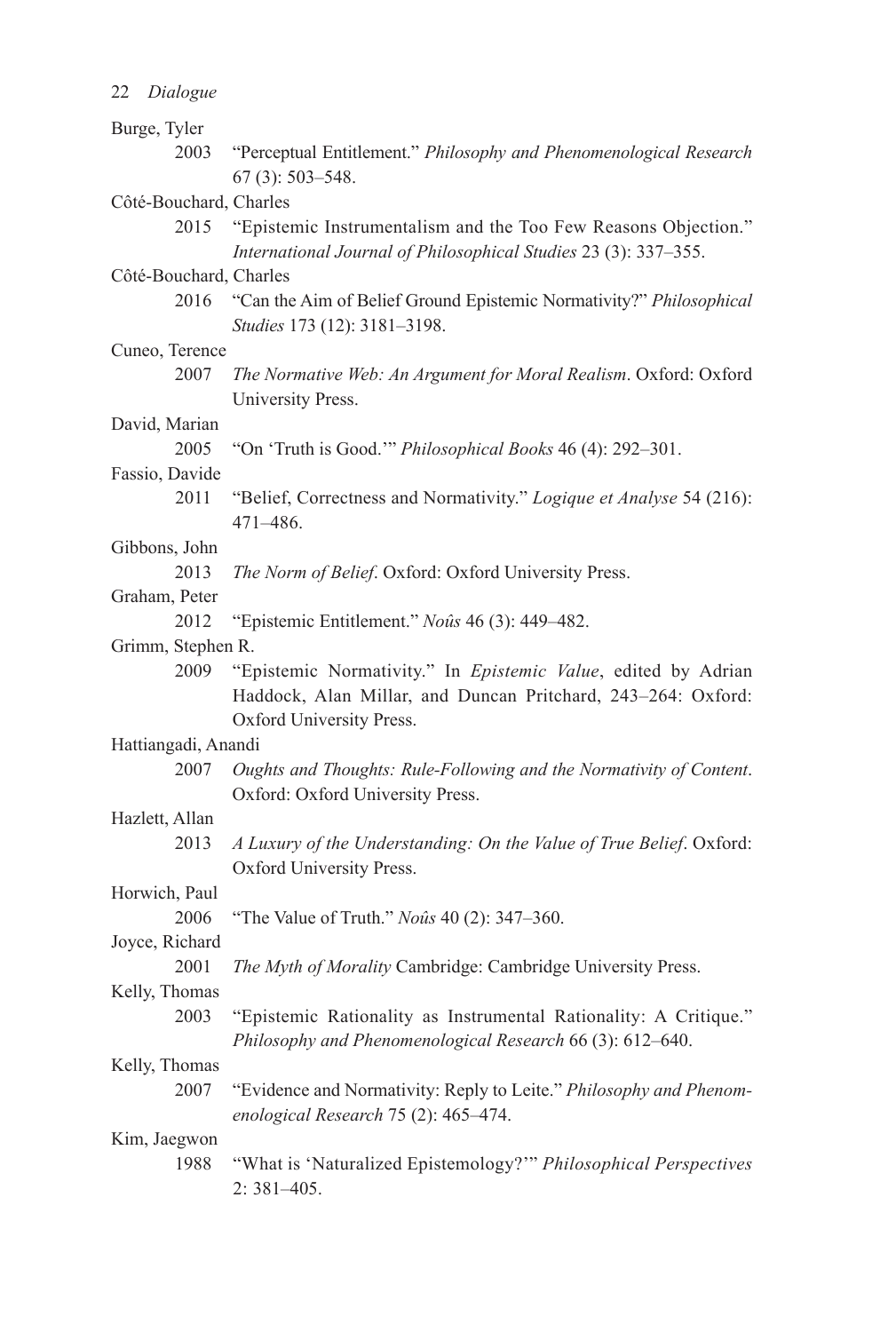Burge, Tyler

2003 "Perceptual Entitlement." *Philosophy and Phenomenological Research* 67 (3): 503–548.

Côté-Bouchard, Charles

2015 "Epistemic Instrumentalism and the Too Few Reasons Objection." *International Journal of Philosophical Studies* 23 (3): 337–355.

Côté-Bouchard, Charles

2016 "Can the Aim of Belief Ground Epistemic Normativity?" *Philosophical Studies* 173 (12): 3181–3198.

Cuneo, Terence

2007 *The Normative Web: An Argument for Moral Realism*. Oxford: Oxford University Press.

David, Marian

2005 "On 'Truth is Good.'" *Philosophical Books* 46 (4): 292–301.

Fassio, Davide

2011 "Belief, Correctness and Normativity." *Logique et Analyse* 54 (216): 471–486.

Gibbons, John

2013 *The Norm of Belief*. Oxford: Oxford University Press.

Graham, Peter

2012 "Epistemic Entitlement." *Noûs* 46 (3): 449–482.

Grimm, Stephen R.

2009 "Epistemic Normativity." In *Epistemic Value*, edited by Adrian Haddock, Alan Millar, and Duncan Pritchard, 243–264: Oxford: Oxford University Press.

Hattiangadi, Anandi

2007 *Oughts and Thoughts: Rule-Following and the Normativity of Content*. Oxford: Oxford University Press.

Hazlett, Allan

2013 *A Luxury of the Understanding: On the Value of True Belief*. Oxford: Oxford University Press.

Horwich, Paul

2006 "The Value of Truth." *Noûs* 40 (2): 347–360.

Joyce, Richard

2001 *The Myth of Morality* Cambridge: Cambridge University Press.

Kelly, Thomas

2003 "Epistemic Rationality as Instrumental Rationality: A Critique." *Philosophy and Phenomenological Research* 66 (3): 612–640.

Kelly, Thomas

2007 "Evidence and Normativity: Reply to Leite." *Philosophy and Phenomenological Research* 75 (2): 465–474.

Kim, Jaegwon

1988 "What is 'Naturalized Epistemology?'" *Philosophical Perspectives* 2: 381–405.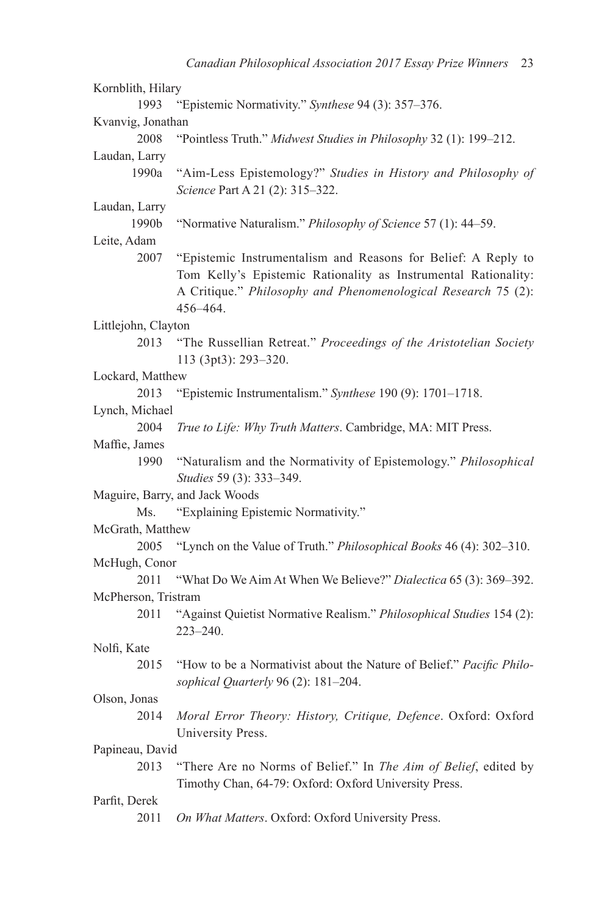Kornblith, Hilary

1993 "Epistemic Normativity." *Synthese* 94 (3): 357–376.

Kvanvig, Jonathan

2008 "Pointless Truth." *Midwest Studies in Philosophy* 32 (1): 199–212.

Laudan, Larry

1990a "Aim-Less Epistemology?" *Studies in History and Philosophy of Science* Part A 21 (2): 315–322.

Laudan, Larry

1990b "Normative Naturalism." *Philosophy of Science* 57 (1): 44–59.

Leite, Adam

2007 "Epistemic Instrumentalism and Reasons for Belief: A Reply to Tom Kelly's Epistemic Rationality as Instrumental Rationality: A Critique." *Philosophy and Phenomenological Research* 75 (2): 456–464.

Littlejohn, Clayton

2013 "The Russellian Retreat." *Proceedings of the Aristotelian Society* 113 (3pt3): 293–320.

Lockard, Matthew

2013 "Epistemic Instrumentalism." *Synthese* 190 (9): 1701–1718.

Lynch, Michael

2004 *True to Life: Why Truth Matters*. Cambridge, MA: MIT Press.

Maffie, James

1990 "Naturalism and the Normativity of Epistemology." *Philosophical Studies* 59 (3): 333–349.

Maguire, Barry, and Jack Woods

Ms. "Explaining Epistemic Normativity."

McGrath, Matthew

2005 "Lynch on the Value of Truth." *Philosophical Books* 46 (4): 302–310.

McHugh, Conor

2011 "What Do We Aim At When We Believe?" *Dialectica* 65 (3): 369–392.

McPherson, Tristram

2011 "Against Quietist Normative Realism." *Philosophical Studies* 154 (2): 223–240.

Nolfi, Kate

2015 "How to be a Normativist about the Nature of Belief." *Pacific Philosophical Quarterly* 96 (2): 181–204.

Olson, Jonas

2014 *Moral Error Theory: History, Critique, Defence*. Oxford: Oxford University Press.

Papineau, David

2013 "There Are no Norms of Belief." In *The Aim of Belief*, edited by Timothy Chan, 64-79: Oxford: Oxford University Press.

Parfit, Derek

2011 *On What Matters*. Oxford: Oxford University Press.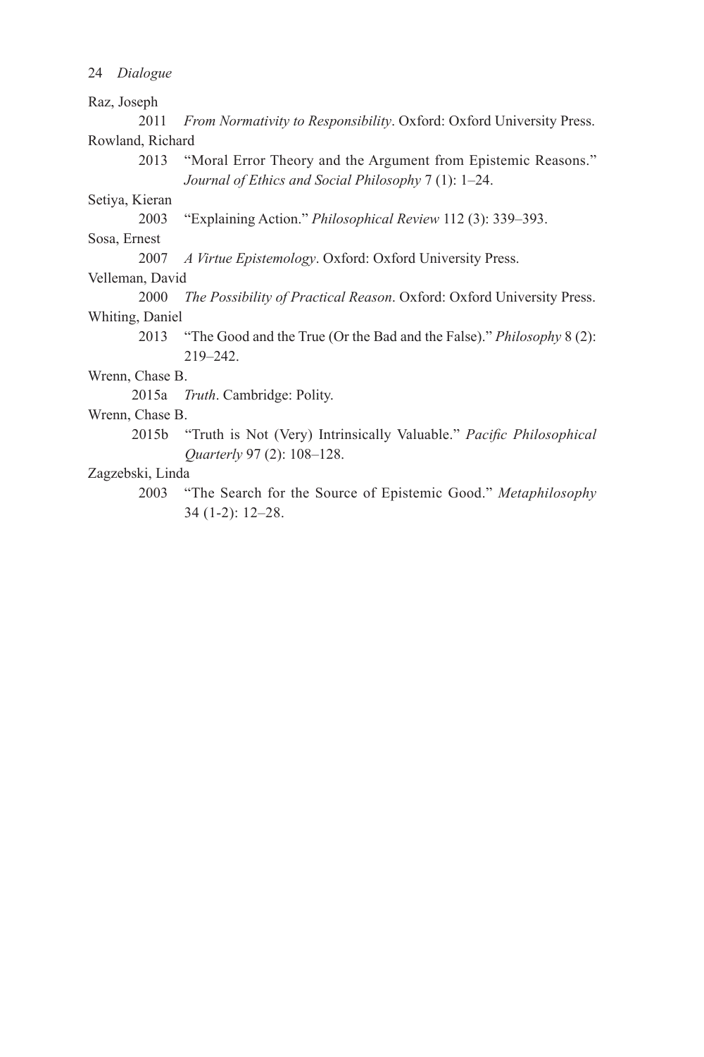Raz, Joseph

2011 *From Normativity to Responsibility*. Oxford: Oxford University Press.

Rowland, Richard

2013 "Moral Error Theory and the Argument from Epistemic Reasons." *Journal of Ethics and Social Philosophy* 7 (1): 1–24.

Setiya, Kieran

2003 "Explaining Action." *Philosophical Review* 112 (3): 339–393.

Sosa, Ernest

2007 *A Virtue Epistemology*. Oxford: Oxford University Press.

Velleman, David

2000 *The Possibility of Practical Reason*. Oxford: Oxford University Press.

Whiting, Daniel

2013 "The Good and the True (Or the Bad and the False)." *Philosophy* 8 (2): 219–242.

Wrenn, Chase B.

2015a *Truth*. Cambridge: Polity.

Wrenn, Chase B.

2015b "Truth is Not (Very) Intrinsically Valuable." *Pacific Philosophical Quarterly* 97 (2): 108–128.

Zagzebski, Linda

2003 "The Search for the Source of Epistemic Good." *Metaphilosophy* 34 (1-2): 12–28.